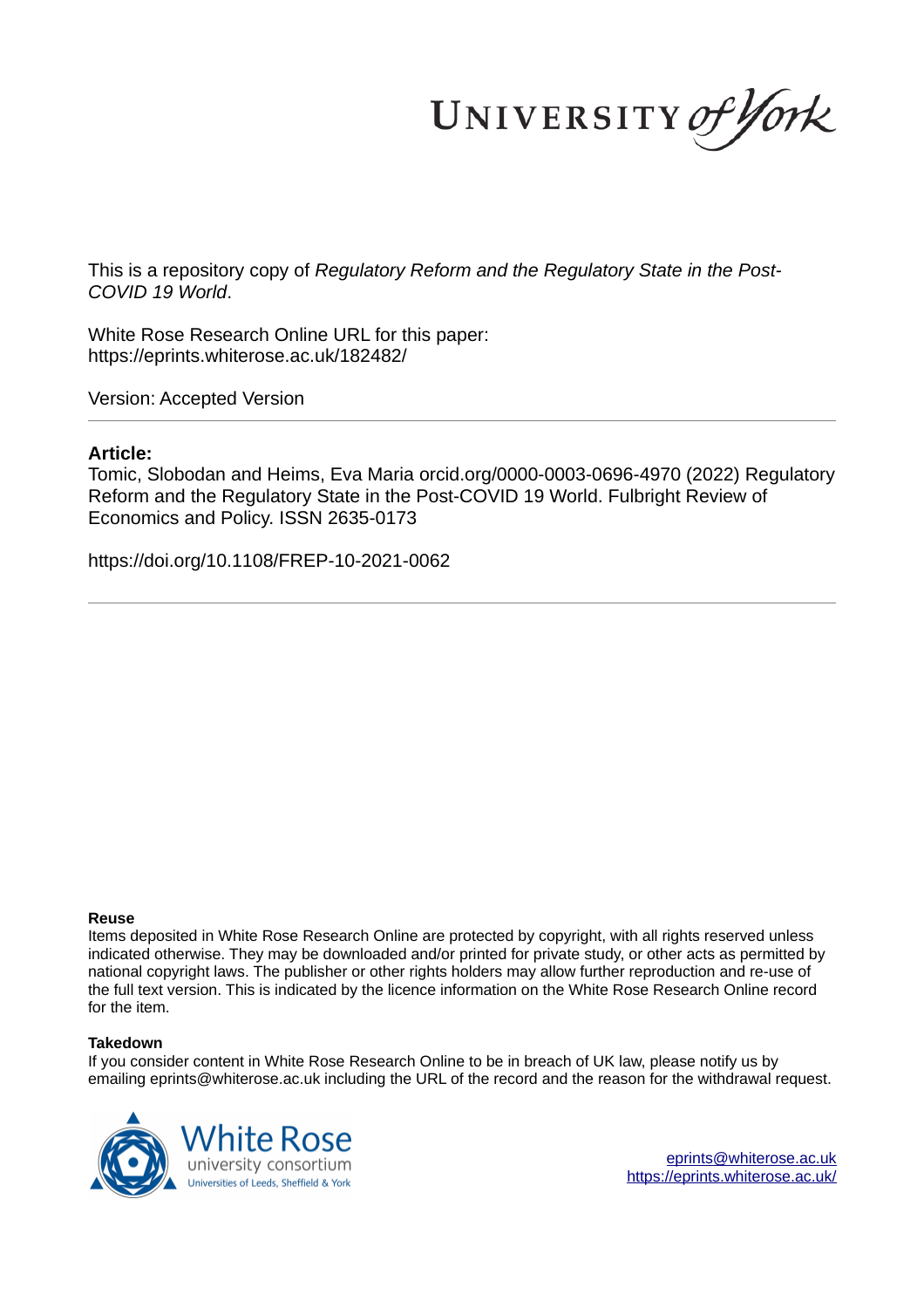This is a repository copy of *Regulatory Reform and the Regulatory State in the Post-COVID 19 World*.

White Rose Research Online URL for this paper:
https://eprints.whiterose.ac.uk/182482/

Version: Accepted Version

**Article:**

Tomic, Slobodan and Heims, Eva Maria orcid.org/0000-0003-0696-4970 (2022) Regulatory Reform and the Regulatory State in the Post-COVID 19 World. Fulbright Review of Economics and Policy. ISSN 2635-0173

https://doi.org/10.1108/FREP-10-2021-0062

**Reuse**

Items deposited in White Rose Research Online are protected by copyright, with all rights reserved unless indicated otherwise. They may be downloaded and/or printed for private study, or other acts as permitted by national copyright laws. The publisher or other rights holders may allow further reproduction and re-use of the full text version. This is indicated by the licence information on the White Rose Research Online record for the item.

**Takedown**

If you consider content in White Rose Research Online to be in breach of UK law, please notify us by emailing eprints@whiterose.ac.uk including the URL of the record and the reason for the withdrawal request.

eprints@whiterose.ac.uk
https://eprints.whiterose.ac.uk/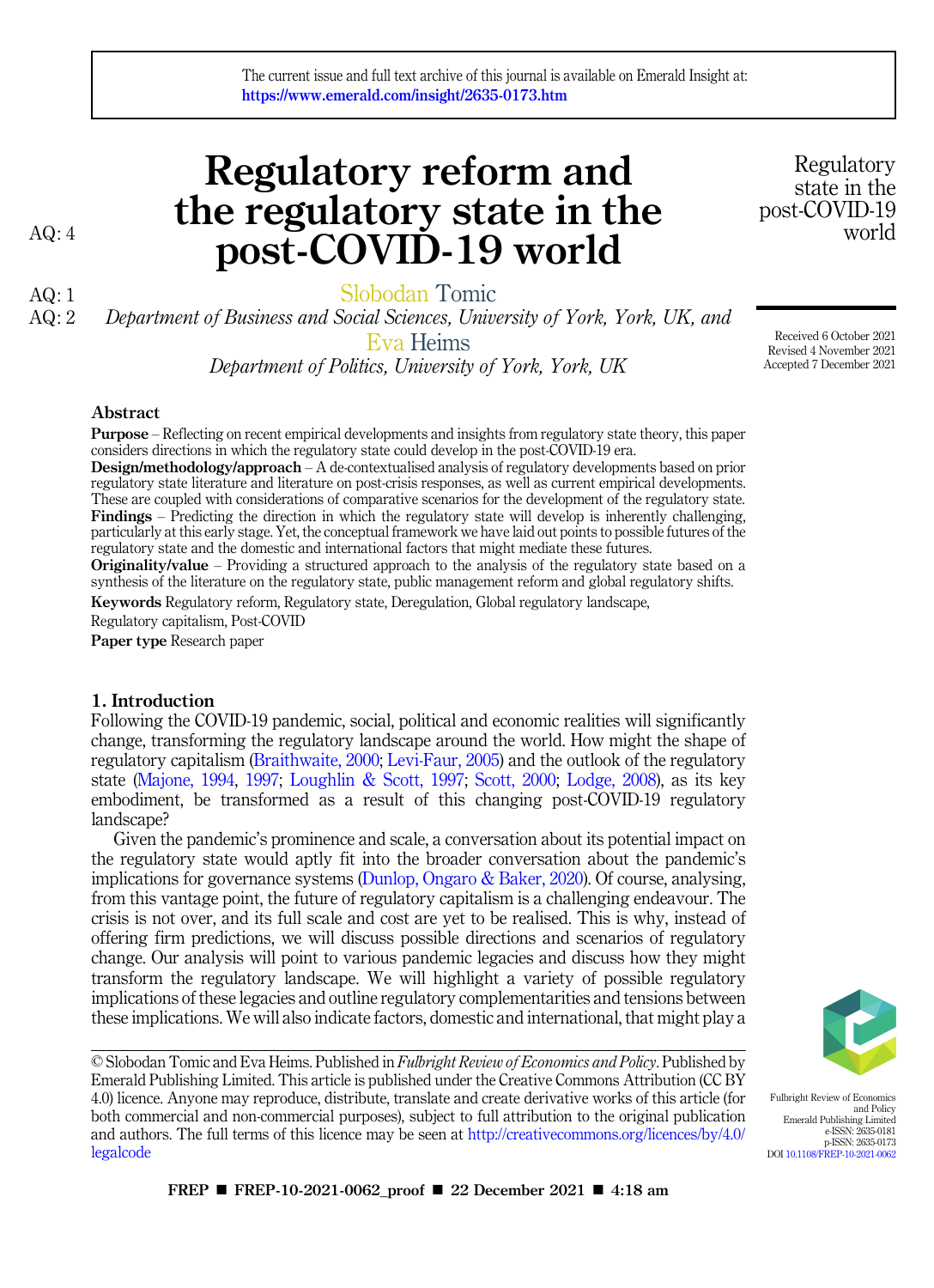# Regulatory reform and the regulatory state in the post-COVID-19 world

Slobodan Tomic

*Department of Business and Social Sciences, University of York, York, UK, and*

Eva Heims

*Department of Politics, University of York, York, UK*

Received 6 October 2021
Revised 4 November 2021
Accepted 7 December 2021

## Abstract

**Purpose** – Reflecting on recent empirical developments and insights from regulatory state theory, this paper considers directions in which the regulatory state could develop in the post-COVID-19 era.

**Design/methodology/approach** – A de-contextualised analysis of regulatory developments based on prior regulatory state literature and literature on post-crisis responses, as well as current empirical developments. These are coupled with considerations of comparative scenarios for the development of the regulatory state.

**Findings** – Predicting the direction in which the regulatory state will develop is inherently challenging, particularly at this early stage. Yet, the conceptual framework we have laid out points to possible futures of the regulatory state and the domestic and international factors that might mediate these futures.

**Originality/value** – Providing a structured approach to the analysis of the regulatory state based on a synthesis of the literature on the regulatory state, public management reform and global regulatory shifts.

**Keywords** Regulatory reform, Regulatory state, Deregulation, Global regulatory landscape, Regulatory capitalism, Post-COVID

**Paper type** Research paper

## 1. Introduction

Following the COVID-19 pandemic, social, political and economic realities will significantly change, transforming the regulatory landscape around the world. How might the shape of regulatory capitalism (Braithwaite, 2000; Levi-Faur, 2005) and the outlook of the regulatory state (Majone, 1994, 1997; Loughlin & Scott, 1997; Scott, 2000; Lodge, 2008), as its key embodiment, be transformed as a result of this changing post-COVID-19 regulatory landscape?

Given the pandemic's prominence and scale, a conversation about its potential impact on the regulatory state would aptly fit into the broader conversation about the pandemic's implications for governance systems (Dunlop, Ongaro & Baker, 2020). Of course, analysing, from this vantage point, the future of regulatory capitalism is a challenging endeavour. The crisis is not over, and its full scale and cost are yet to be realised. This is why, instead of offering firm predictions, we will discuss possible directions and scenarios of regulatory change. Our analysis will point to various pandemic legacies and discuss how they might transform the regulatory landscape. We will highlight a variety of possible regulatory implications of these legacies and outline regulatory complementarities and tensions between these implications. We will also indicate factors, domestic and international, that might play a

© Slobodan Tomic and Eva Heims. Published in *Fulbright Review of Economics and Policy*. Published by Emerald Publishing Limited. This article is published under the Creative Commons Attribution (CC BY 4.0) licence. Anyone may reproduce, distribute, translate and create derivative works of this article (for both commercial and non-commercial purposes), subject to full attribution to the original publication and authors. The full terms of this licence may be seen at http://creativecommons.org/licences/by/4.0/legalcode

Fulbright Review of Economics and Policy
Emerald Publishing Limited
e-ISSN: 2635-0181
p-ISSN: 2635-0173
DOI 10.1108/FREP-10-2021-0062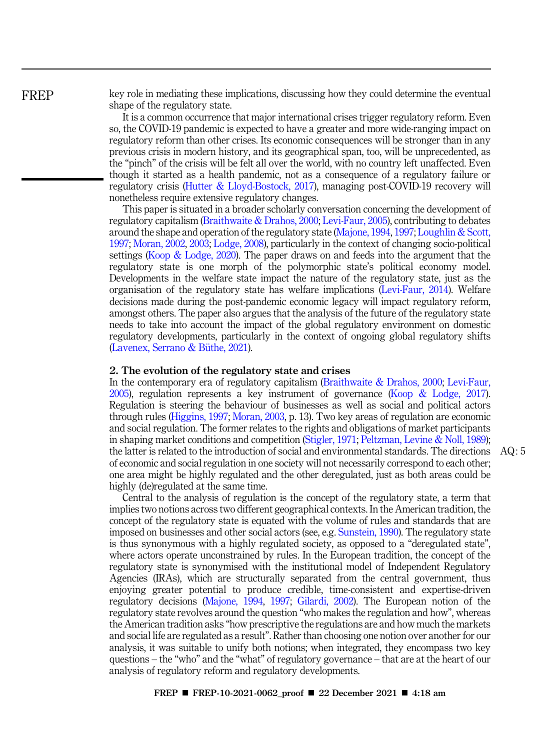key role in mediating these implications, discussing how they could determine the eventual shape of the regulatory state.

It is a common occurrence that major international crises trigger regulatory reform. Even so, the COVID-19 pandemic is expected to have a greater and more wide-ranging impact on regulatory reform than other crises. Its economic consequences will be stronger than in any previous crisis in modern history, and its geographical span, too, will be unprecedented, as the "pinch" of the crisis will be felt all over the world, with no country left unaffected. Even though it started as a health pandemic, not as a consequence of a regulatory failure or regulatory crisis (Hutter & Lloyd-Bostock, 2017), managing post-COVID-19 recovery will nonetheless require extensive regulatory changes.

This paper is situated in a broader scholarly conversation concerning the development of regulatory capitalism (Braithwaite & Drahos, 2000; Levi-Faur, 2005), contributing to debates around the shape and operation of the regulatory state (Majone, 1994, 1997; Loughlin & Scott, 1997; Moran, 2002, 2003; Lodge, 2008), particularly in the context of changing socio-political settings (Koop & Lodge, 2020). The paper draws on and feeds into the argument that the regulatory state is one morph of the polymorphic state's political economy model. Developments in the welfare state impact the nature of the regulatory state, just as the organisation of the regulatory state has welfare implications (Levi-Faur, 2014). Welfare decisions made during the post-pandemic economic legacy will impact regulatory reform, amongst others. The paper also argues that the analysis of the future of the regulatory state needs to take into account the impact of the global regulatory environment on domestic regulatory developments, particularly in the context of ongoing global regulatory shifts (Lavenex, Serrano & Büthe, 2021).

## 2. The evolution of the regulatory state and crises

In the contemporary era of regulatory capitalism (Braithwaite & Drahos, 2000; Levi-Faur, 2005), regulation represents a key instrument of governance (Koop & Lodge, 2017). Regulation is steering the behaviour of businesses as well as social and political actors through rules (Higgins, 1997; Moran, 2003, p. 13). Two key areas of regulation are economic and social regulation. The former relates to the rights and obligations of market participants in shaping market conditions and competition (Stigler, 1971; Peltzman, Levine & Noll, 1989); the latter is related to the introduction of social and environmental standards. The directions of economic and social regulation in one society will not necessarily correspond to each other; one area might be highly regulated and the other deregulated, just as both areas could be highly (de)regulated at the same time.

Central to the analysis of regulation is the concept of the regulatory state, a term that implies two notions across two different geographical contexts. In the American tradition, the concept of the regulatory state is equated with the volume of rules and standards that are imposed on businesses and other social actors (see, e.g. Sunstein, 1990). The regulatory state is thus synonymous with a highly regulated society, as opposed to a "deregulated state", where actors operate unconstrained by rules. In the European tradition, the concept of the regulatory state is synonymised with the institutional model of Independent Regulatory Agencies (IRAs), which are structurally separated from the central government, thus enjoying greater potential to produce credible, time-consistent and expertise-driven regulatory decisions (Majone, 1994, 1997; Gilardi, 2002). The European notion of the regulatory state revolves around the question "who makes the regulation and how", whereas the American tradition asks "how prescriptive the regulations are and how much the markets and social life are regulated as a result". Rather than choosing one notion over another for our analysis, it was suitable to unify both notions; when integrated, they encompass two key questions – the "who" and the "what" of regulatory governance – that are at the heart of our analysis of regulatory reform and regulatory developments.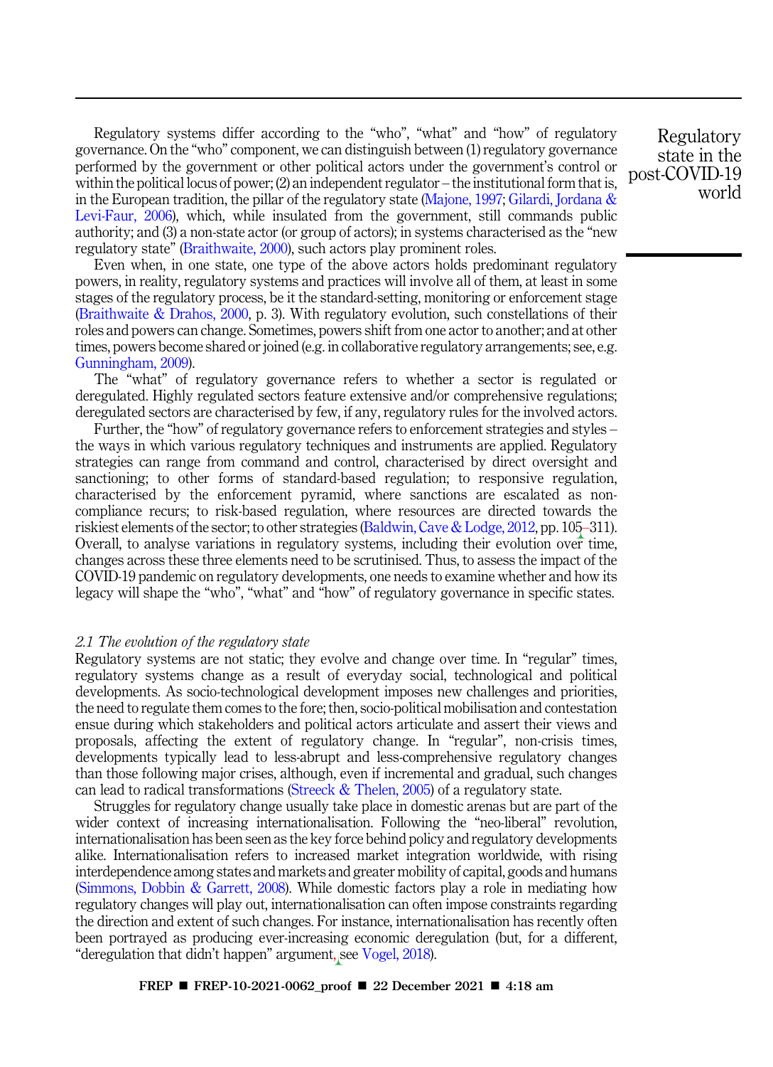Regulatory systems differ according to the "who", "what" and "how" of regulatory governance. On the "who" component, we can distinguish between (1) regulatory governance performed by the government or other political actors under the government's control or within the political locus of power; (2) an independent regulator – the institutional form that is, in the European tradition, the pillar of the regulatory state (Majone, 1997; Gilardi, Jordana & Levi-Faur, 2006), which, while insulated from the government, still commands public authority; and (3) a non-state actor (or group of actors); in systems characterised as the "new regulatory state" (Braithwaite, 2000), such actors play prominent roles.

Even when, in one state, one type of the above actors holds predominant regulatory powers, in reality, regulatory systems and practices will involve all of them, at least in some stages of the regulatory process, be it the standard-setting, monitoring or enforcement stage (Braithwaite & Drahos, 2000, p. 3). With regulatory evolution, such constellations of their roles and powers can change. Sometimes, powers shift from one actor to another; and at other times, powers become shared or joined (e.g. in collaborative regulatory arrangements; see, e.g. Gunningham, 2009).

The "what" of regulatory governance refers to whether a sector is regulated or deregulated. Highly regulated sectors feature extensive and/or comprehensive regulations; deregulated sectors are characterised by few, if any, regulatory rules for the involved actors.

Further, the "how" of regulatory governance refers to enforcement strategies and styles – the ways in which various regulatory techniques and instruments are applied. Regulatory strategies can range from command and control, characterised by direct oversight and sanctioning; to other forms of standard-based regulation; to responsive regulation, characterised by the enforcement pyramid, where sanctions are escalated as non-compliance recurs; to risk-based regulation, where resources are directed towards the riskiest elements of the sector; to other strategies (Baldwin, Cave & Lodge, 2012, pp. 105–311). Overall, to analyse variations in regulatory systems, including their evolution over time, changes across these three elements need to be scrutinised. Thus, to assess the impact of the COVID-19 pandemic on regulatory developments, one needs to examine whether and how its legacy will shape the "who", "what" and "how" of regulatory governance in specific states.

### *2.1 The evolution of the regulatory state*

Regulatory systems are not static; they evolve and change over time. In "regular" times, regulatory systems change as a result of everyday social, technological and political developments. As socio-technological development imposes new challenges and priorities, the need to regulate them comes to the fore; then, socio-political mobilisation and contestation ensue during which stakeholders and political actors articulate and assert their views and proposals, affecting the extent of regulatory change. In "regular", non-crisis times, developments typically lead to less-abrupt and less-comprehensive regulatory changes than those following major crises, although, even if incremental and gradual, such changes can lead to radical transformations (Streeck & Thelen, 2005) of a regulatory state.

Struggles for regulatory change usually take place in domestic arenas but are part of the wider context of increasing internationalisation. Following the "neo-liberal" revolution, internationalisation has been seen as the key force behind policy and regulatory developments alike. Internationalisation refers to increased market integration worldwide, with rising interdependence among states and markets and greater mobility of capital, goods and humans (Simmons, Dobbin & Garrett, 2008). While domestic factors play a role in mediating how regulatory changes will play out, internationalisation can often impose constraints regarding the direction and extent of such changes. For instance, internationalisation has recently often been portrayed as producing ever-increasing economic deregulation (but, for a different, "deregulation that didn't happen" argument, see Vogel, 2018).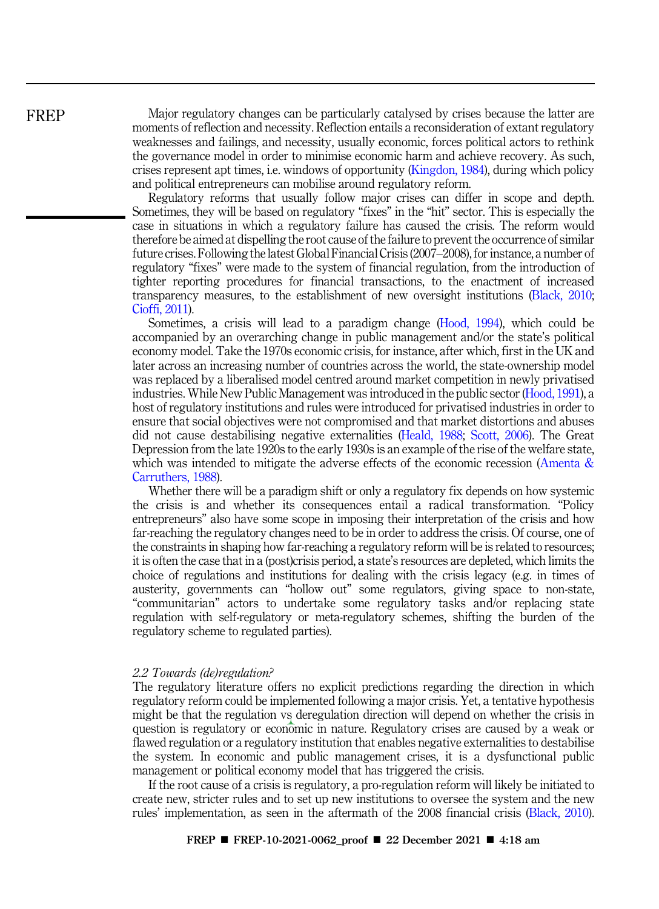Major regulatory changes can be particularly catalysed by crises because the latter are moments of reflection and necessity. Reflection entails a reconsideration of extant regulatory weaknesses and failings, and necessity, usually economic, forces political actors to rethink the governance model in order to minimise economic harm and achieve recovery. As such, crises represent apt times, i.e. windows of opportunity (Kingdon, 1984), during which policy and political entrepreneurs can mobilise around regulatory reform.

Regulatory reforms that usually follow major crises can differ in scope and depth. Sometimes, they will be based on regulatory "fixes" in the "hit" sector. This is especially the case in situations in which a regulatory failure has caused the crisis. The reform would therefore be aimed at dispelling the root cause of the failure to prevent the occurrence of similar future crises. Following the latest Global Financial Crisis (2007–2008), for instance, a number of regulatory "fixes" were made to the system of financial regulation, from the introduction of tighter reporting procedures for financial transactions, to the enactment of increased transparency measures, to the establishment of new oversight institutions (Black, 2010; Cioffi, 2011).

Sometimes, a crisis will lead to a paradigm change (Hood, 1994), which could be accompanied by an overarching change in public management and/or the state's political economy model. Take the 1970s economic crisis, for instance, after which, first in the UK and later across an increasing number of countries across the world, the state-ownership model was replaced by a liberalised model centred around market competition in newly privatised industries. While New Public Management was introduced in the public sector (Hood, 1991), a host of regulatory institutions and rules were introduced for privatised industries in order to ensure that social objectives were not compromised and that market distortions and abuses did not cause destabilising negative externalities (Heald, 1988; Scott, 2006). The Great Depression from the late 1920s to the early 1930s is an example of the rise of the welfare state, which was intended to mitigate the adverse effects of the economic recession (Amenta & Carruthers, 1988).

Whether there will be a paradigm shift or only a regulatory fix depends on how systemic the crisis is and whether its consequences entail a radical transformation. "Policy entrepreneurs" also have some scope in imposing their interpretation of the crisis and how far-reaching the regulatory changes need to be in order to address the crisis. Of course, one of the constraints in shaping how far-reaching a regulatory reform will be is related to resources; it is often the case that in a (post)crisis period, a state's resources are depleted, which limits the choice of regulations and institutions for dealing with the crisis legacy (e.g. in times of austerity, governments can "hollow out" some regulators, giving space to non-state, "communitarian" actors to undertake some regulatory tasks and/or replacing state regulation with self-regulatory or meta-regulatory schemes, shifting the burden of the regulatory scheme to regulated parties).

### *2.2 Towards (de)regulation?*

The regulatory literature offers no explicit predictions regarding the direction in which regulatory reform could be implemented following a major crisis. Yet, a tentative hypothesis might be that the regulation vs deregulation direction will depend on whether the crisis in question is regulatory or economic in nature. Regulatory crises are caused by a weak or flawed regulation or a regulatory institution that enables negative externalities to destabilise the system. In economic and public management crises, it is a dysfunctional public management or political economy model that has triggered the crisis.

If the root cause of a crisis is regulatory, a pro-regulation reform will likely be initiated to create new, stricter rules and to set up new institutions to oversee the system and the new rules' implementation, as seen in the aftermath of the 2008 financial crisis (Black, 2010).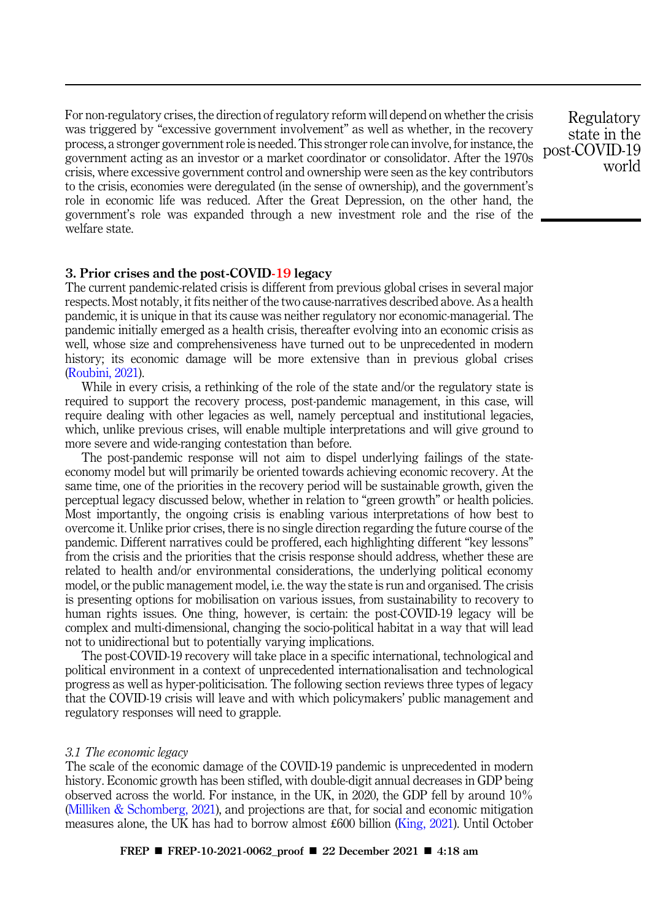For non-regulatory crises, the direction of regulatory reform will depend on whether the crisis was triggered by "excessive government involvement" as well as whether, in the recovery process, a stronger government role is needed. This stronger role can involve, for instance, the government acting as an investor or a market coordinator or consolidator. After the 1970s crisis, where excessive government control and ownership were seen as the key contributors to the crisis, economies were deregulated (in the sense of ownership), and the government's role in economic life was reduced. After the Great Depression, on the other hand, the government's role was expanded through a new investment role and the rise of the welfare state.

## 3. Prior crises and the post-COVID-19 legacy

The current pandemic-related crisis is different from previous global crises in several major respects. Most notably, it fits neither of the two cause-narratives described above. As a health pandemic, it is unique in that its cause was neither regulatory nor economic-managerial. The pandemic initially emerged as a health crisis, thereafter evolving into an economic crisis as well, whose size and comprehensiveness have turned out to be unprecedented in modern history; its economic damage will be more extensive than in previous global crises (Roubini, 2021).

While in every crisis, a rethinking of the role of the state and/or the regulatory state is required to support the recovery process, post-pandemic management, in this case, will require dealing with other legacies as well, namely perceptual and institutional legacies, which, unlike previous crises, will enable multiple interpretations and will give ground to more severe and wide-ranging contestation than before.

The post-pandemic response will not aim to dispel underlying failings of the state-economy model but will primarily be oriented towards achieving economic recovery. At the same time, one of the priorities in the recovery period will be sustainable growth, given the perceptual legacy discussed below, whether in relation to "green growth" or health policies. Most importantly, the ongoing crisis is enabling various interpretations of how best to overcome it. Unlike prior crises, there is no single direction regarding the future course of the pandemic. Different narratives could be proffered, each highlighting different "key lessons" from the crisis and the priorities that the crisis response should address, whether these are related to health and/or environmental considerations, the underlying political economy model, or the public management model, i.e. the way the state is run and organised. The crisis is presenting options for mobilisation on various issues, from sustainability to recovery to human rights issues. One thing, however, is certain: the post-COVID-19 legacy will be complex and multi-dimensional, changing the socio-political habitat in a way that will lead not to unidirectional but to potentially varying implications.

The post-COVID-19 recovery will take place in a specific international, technological and political environment in a context of unprecedented internationalisation and technological progress as well as hyper-politicisation. The following section reviews three types of legacy that the COVID-19 crisis will leave and with which policymakers' public management and regulatory responses will need to grapple.

### *3.1 The economic legacy*

The scale of the economic damage of the COVID-19 pandemic is unprecedented in modern history. Economic growth has been stifled, with double-digit annual decreases in GDP being observed across the world. For instance, in the UK, in 2020, the GDP fell by around 10% (Milliken & Schomberg, 2021), and projections are that, for social and economic mitigation measures alone, the UK has had to borrow almost £600 billion (King, 2021). Until October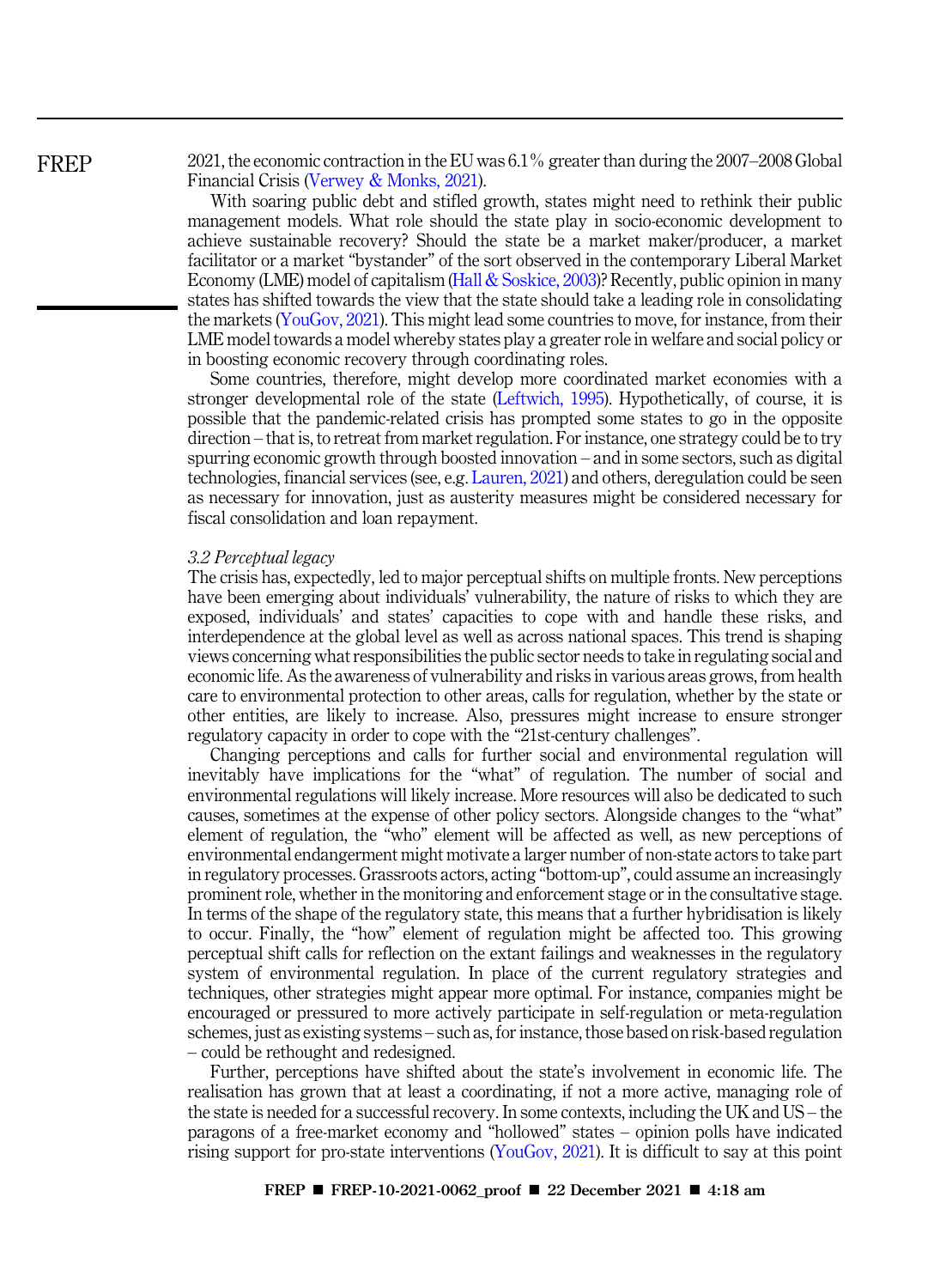2021, the economic contraction in the EU was 6.1% greater than during the 2007–2008 Global Financial Crisis (Verwey & Monks, 2021).

With soaring public debt and stifled growth, states might need to rethink their public management models. What role should the state play in socio-economic development to achieve sustainable recovery? Should the state be a market maker/producer, a market facilitator or a market "bystander" of the sort observed in the contemporary Liberal Market Economy (LME) model of capitalism (Hall & Soskice, 2003)? Recently, public opinion in many states has shifted towards the view that the state should take a leading role in consolidating the markets (YouGov, 2021). This might lead some countries to move, for instance, from their LME model towards a model whereby states play a greater role in welfare and social policy or in boosting economic recovery through coordinating roles.

Some countries, therefore, might develop more coordinated market economies with a stronger developmental role of the state (Leftwich, 1995). Hypothetically, of course, it is possible that the pandemic-related crisis has prompted some states to go in the opposite direction – that is, to retreat from market regulation. For instance, one strategy could be to try spurring economic growth through boosted innovation – and in some sectors, such as digital technologies, financial services (see, e.g. Lauren, 2021) and others, deregulation could be seen as necessary for innovation, just as austerity measures might be considered necessary for fiscal consolidation and loan repayment.

### *3.2 Perceptual legacy*

The crisis has, expectedly, led to major perceptual shifts on multiple fronts. New perceptions have been emerging about individuals' vulnerability, the nature of risks to which they are exposed, individuals' and states' capacities to cope with and handle these risks, and interdependence at the global level as well as across national spaces. This trend is shaping views concerning what responsibilities the public sector needs to take in regulating social and economic life. As the awareness of vulnerability and risks in various areas grows, from health care to environmental protection to other areas, calls for regulation, whether by the state or other entities, are likely to increase. Also, pressures might increase to ensure stronger regulatory capacity in order to cope with the "21st-century challenges".

Changing perceptions and calls for further social and environmental regulation will inevitably have implications for the "what" of regulation. The number of social and environmental regulations will likely increase. More resources will also be dedicated to such causes, sometimes at the expense of other policy sectors. Alongside changes to the "what" element of regulation, the "who" element will be affected as well, as new perceptions of environmental endangerment might motivate a larger number of non-state actors to take part in regulatory processes. Grassroots actors, acting "bottom-up", could assume an increasingly prominent role, whether in the monitoring and enforcement stage or in the consultative stage. In terms of the shape of the regulatory state, this means that a further hybridisation is likely to occur. Finally, the "how" element of regulation might be affected too. This growing perceptual shift calls for reflection on the extant failings and weaknesses in the regulatory system of environmental regulation. In place of the current regulatory strategies and techniques, other strategies might appear more optimal. For instance, companies might be encouraged or pressured to more actively participate in self-regulation or meta-regulation schemes, just as existing systems – such as, for instance, those based on risk-based regulation – could be rethought and redesigned.

Further, perceptions have shifted about the state's involvement in economic life. The realisation has grown that at least a coordinating, if not a more active, managing role of the state is needed for a successful recovery. In some contexts, including the UK and US – the paragons of a free-market economy and "hollowed" states – opinion polls have indicated rising support for pro-state interventions (YouGov, 2021). It is difficult to say at this point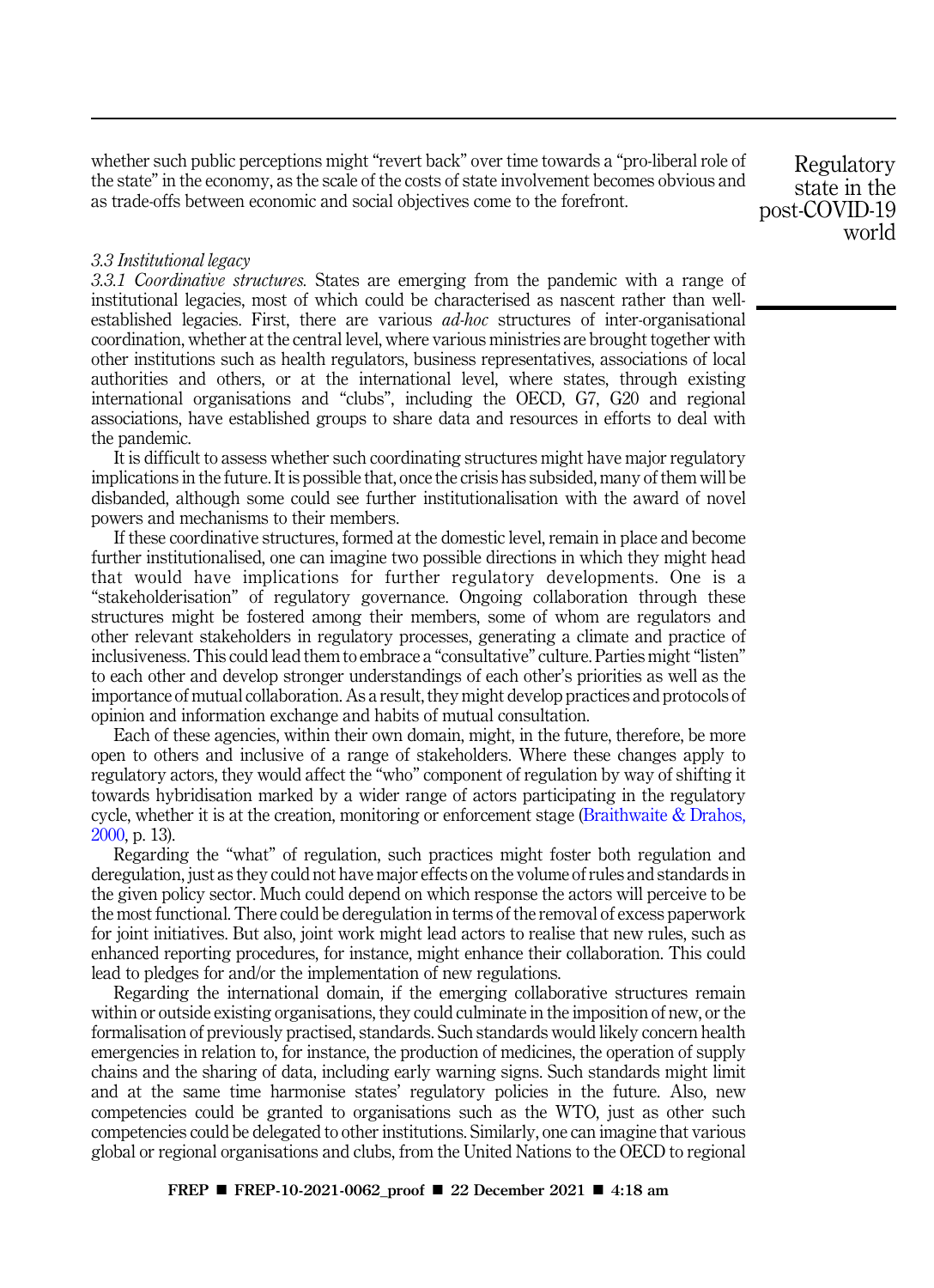whether such public perceptions might "revert back" over time towards a "pro-liberal role of the state" in the economy, as the scale of the costs of state involvement becomes obvious and as trade-offs between economic and social objectives come to the forefront.

### *3.3 Institutional legacy*

*3.3.1 Coordinative structures.* States are emerging from the pandemic with a range of institutional legacies, most of which could be characterised as nascent rather than well-established legacies. First, there are various *ad-hoc* structures of inter-organisational coordination, whether at the central level, where various ministries are brought together with other institutions such as health regulators, business representatives, associations of local authorities and others, or at the international level, where states, through existing international organisations and "clubs", including the OECD, G7, G20 and regional associations, have established groups to share data and resources in efforts to deal with the pandemic.

It is difficult to assess whether such coordinating structures might have major regulatory implications in the future. It is possible that, once the crisis has subsided, many of them will be disbanded, although some could see further institutionalisation with the award of novel powers and mechanisms to their members.

If these coordinative structures, formed at the domestic level, remain in place and become further institutionalised, one can imagine two possible directions in which they might head that would have implications for further regulatory developments. One is a "stakeholderisation" of regulatory governance. Ongoing collaboration through these structures might be fostered among their members, some of whom are regulators and other relevant stakeholders in regulatory processes, generating a climate and practice of inclusiveness. This could lead them to embrace a "consultative" culture. Parties might "listen" to each other and develop stronger understandings of each other's priorities as well as the importance of mutual collaboration. As a result, they might develop practices and protocols of opinion and information exchange and habits of mutual consultation.

Each of these agencies, within their own domain, might, in the future, therefore, be more open to others and inclusive of a range of stakeholders. Where these changes apply to regulatory actors, they would affect the "who" component of regulation by way of shifting it towards hybridisation marked by a wider range of actors participating in the regulatory cycle, whether it is at the creation, monitoring or enforcement stage (Braithwaite & Drahos, 2000, p. 13).

Regarding the "what" of regulation, such practices might foster both regulation and deregulation, just as they could not have major effects on the volume of rules and standards in the given policy sector. Much could depend on which response the actors will perceive to be the most functional. There could be deregulation in terms of the removal of excess paperwork for joint initiatives. But also, joint work might lead actors to realise that new rules, such as enhanced reporting procedures, for instance, might enhance their collaboration. This could lead to pledges for and/or the implementation of new regulations.

Regarding the international domain, if the emerging collaborative structures remain within or outside existing organisations, they could culminate in the imposition of new, or the formalisation of previously practised, standards. Such standards would likely concern health emergencies in relation to, for instance, the production of medicines, the operation of supply chains and the sharing of data, including early warning signs. Such standards might limit and at the same time harmonise states' regulatory policies in the future. Also, new competencies could be granted to organisations such as the WTO, just as other such competencies could be delegated to other institutions. Similarly, one can imagine that various global or regional organisations and clubs, from the United Nations to the OECD to regional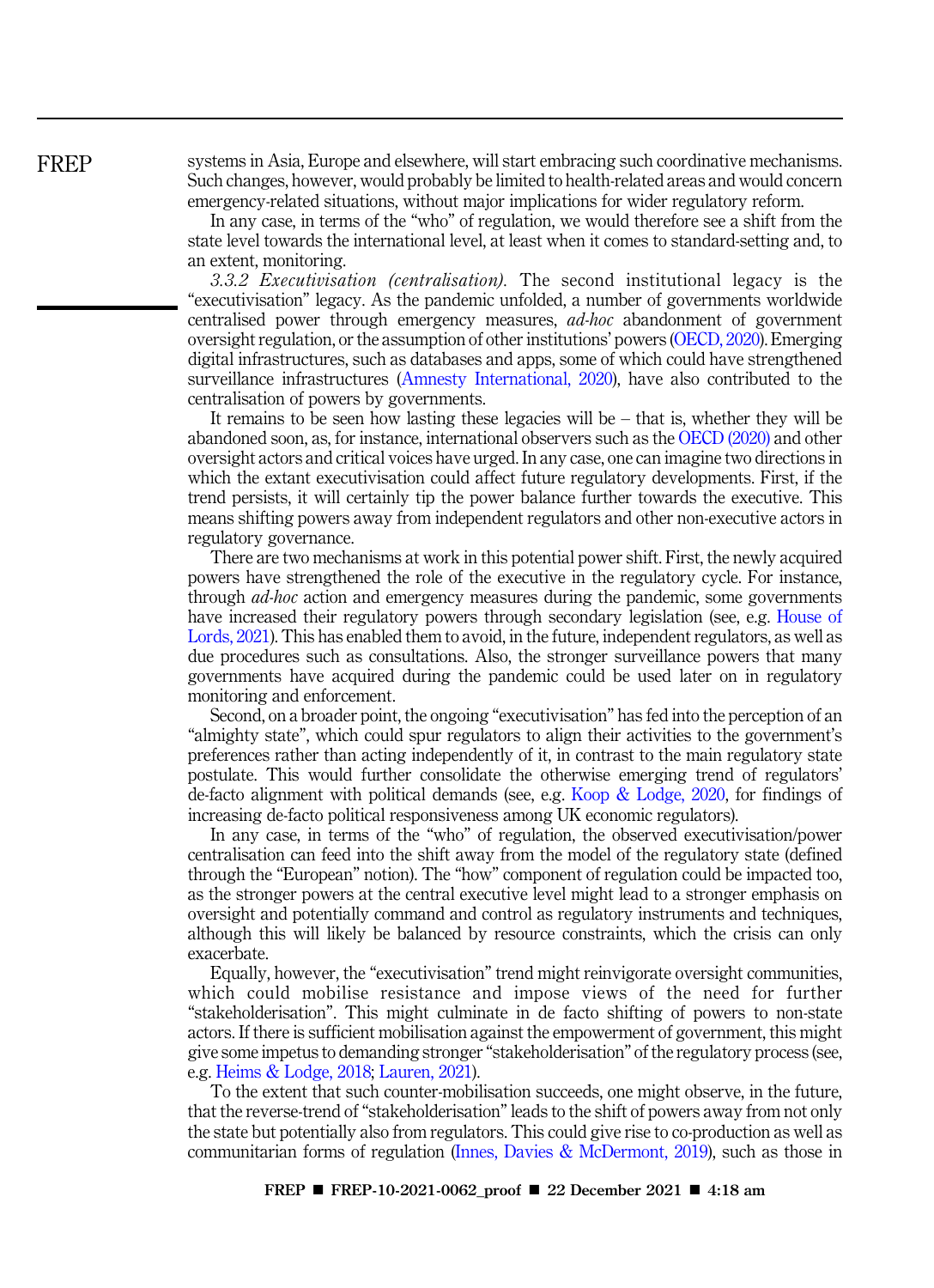systems in Asia, Europe and elsewhere, will start embracing such coordinative mechanisms. Such changes, however, would probably be limited to health-related areas and would concern emergency-related situations, without major implications for wider regulatory reform.

In any case, in terms of the "who" of regulation, we would therefore see a shift from the state level towards the international level, at least when it comes to standard-setting and, to an extent, monitoring.

*3.3.2 Executivisation (centralisation).* The second institutional legacy is the "executivisation" legacy. As the pandemic unfolded, a number of governments worldwide centralised power through emergency measures, *ad-hoc* abandonment of government oversight regulation, or the assumption of other institutions' powers (OECD, 2020). Emerging digital infrastructures, such as databases and apps, some of which could have strengthened surveillance infrastructures (Amnesty International, 2020), have also contributed to the centralisation of powers by governments.

It remains to be seen how lasting these legacies will be – that is, whether they will be abandoned soon, as, for instance, international observers such as the OECD (2020) and other oversight actors and critical voices have urged. In any case, one can imagine two directions in which the extant executivisation could affect future regulatory developments. First, if the trend persists, it will certainly tip the power balance further towards the executive. This means shifting powers away from independent regulators and other non-executive actors in regulatory governance.

There are two mechanisms at work in this potential power shift. First, the newly acquired powers have strengthened the role of the executive in the regulatory cycle. For instance, through *ad-hoc* action and emergency measures during the pandemic, some governments have increased their regulatory powers through secondary legislation (see, e.g. House of Lords, 2021). This has enabled them to avoid, in the future, independent regulators, as well as due procedures such as consultations. Also, the stronger surveillance powers that many governments have acquired during the pandemic could be used later on in regulatory monitoring and enforcement.

Second, on a broader point, the ongoing "executivisation" has fed into the perception of an "almighty state", which could spur regulators to align their activities to the government's preferences rather than acting independently of it, in contrast to the main regulatory state postulate. This would further consolidate the otherwise emerging trend of regulators' de-facto alignment with political demands (see, e.g. Koop & Lodge, 2020, for findings of increasing de-facto political responsiveness among UK economic regulators).

In any case, in terms of the "who" of regulation, the observed executivisation/power centralisation can feed into the shift away from the model of the regulatory state (defined through the "European" notion). The "how" component of regulation could be impacted too, as the stronger powers at the central executive level might lead to a stronger emphasis on oversight and potentially command and control as regulatory instruments and techniques, although this will likely be balanced by resource constraints, which the crisis can only exacerbate.

Equally, however, the "executivisation" trend might reinvigorate oversight communities, which could mobilise resistance and impose views of the need for further "stakeholderisation". This might culminate in de facto shifting of powers to non-state actors. If there is sufficient mobilisation against the empowerment of government, this might give some impetus to demanding stronger "stakeholderisation" of the regulatory process (see, e.g. Heims & Lodge, 2018; Lauren, 2021).

To the extent that such counter-mobilisation succeeds, one might observe, in the future, that the reverse-trend of "stakeholderisation" leads to the shift of powers away from not only the state but potentially also from regulators. This could give rise to co-production as well as communitarian forms of regulation (Innes, Davies & McDermont, 2019), such as those in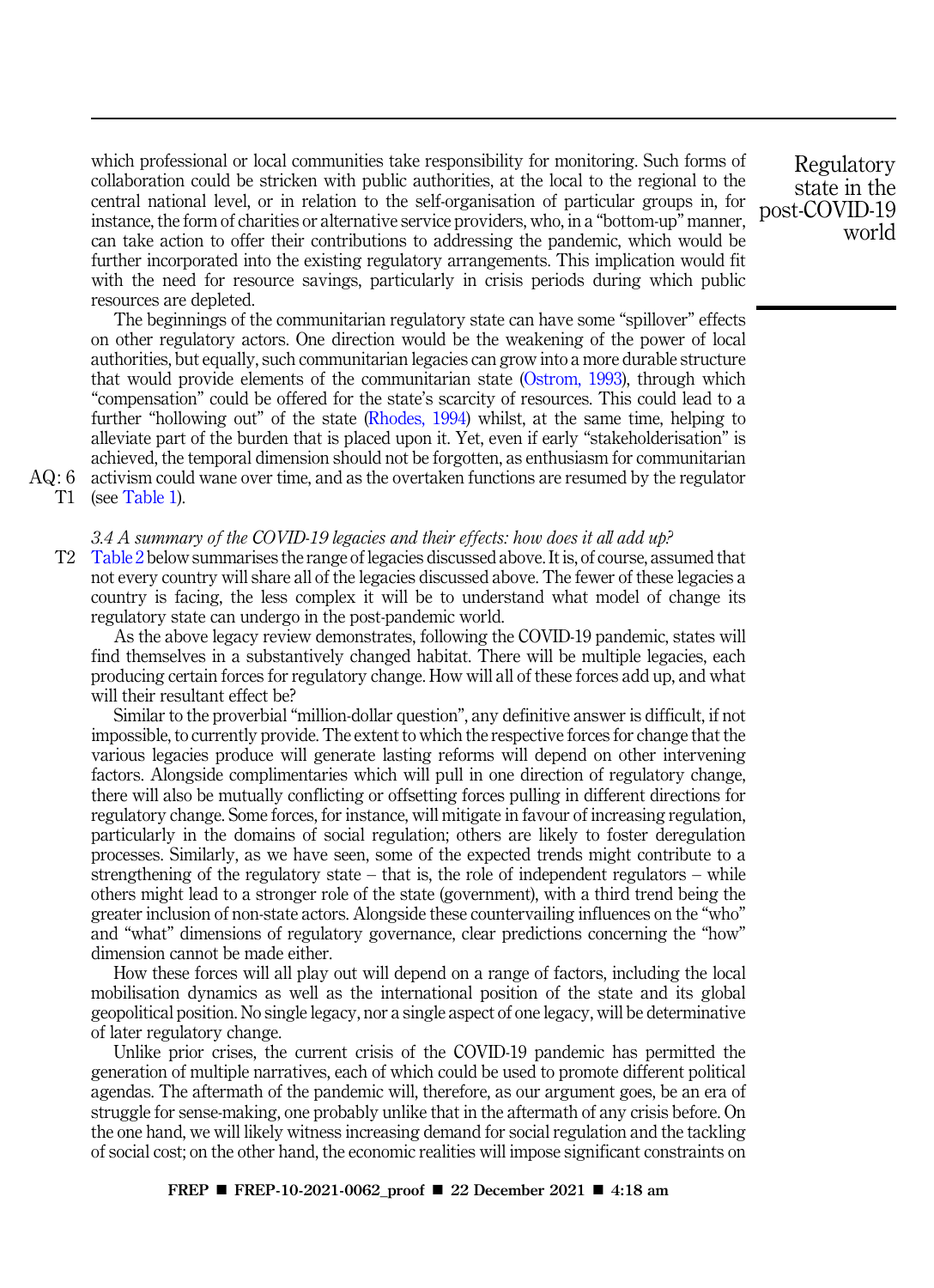which professional or local communities take responsibility for monitoring. Such forms of collaboration could be stricken with public authorities, at the local to the regional to the central national level, or in relation to the self-organisation of particular groups in, for instance, the form of charities or alternative service providers, who, in a "bottom-up" manner, can take action to offer their contributions to addressing the pandemic, which would be further incorporated into the existing regulatory arrangements. This implication would fit with the need for resource savings, particularly in crisis periods during which public resources are depleted.

The beginnings of the communitarian regulatory state can have some "spillover" effects on other regulatory actors. One direction would be the weakening of the power of local authorities, but equally, such communitarian legacies can grow into a more durable structure that would provide elements of the communitarian state (Ostrom, 1993), through which "compensation" could be offered for the state's scarcity of resources. This could lead to a further "hollowing out" of the state (Rhodes, 1994) whilst, at the same time, helping to alleviate part of the burden that is placed upon it. Yet, even if early "stakeholderisation" is achieved, the temporal dimension should not be forgotten, as enthusiasm for communitarian activism could wane over time, and as the overtaken functions are resumed by the regulator (see Table 1).

### *3.4 A summary of the COVID-19 legacies and their effects: how does it all add up?*

Table 2 below summarises the range of legacies discussed above. It is, of course, assumed that not every country will share all of the legacies discussed above. The fewer of these legacies a country is facing, the less complex it will be to understand what model of change its regulatory state can undergo in the post-pandemic world.

As the above legacy review demonstrates, following the COVID-19 pandemic, states will find themselves in a substantively changed habitat. There will be multiple legacies, each producing certain forces for regulatory change. How will all of these forces add up, and what will their resultant effect be?

Similar to the proverbial "million-dollar question", any definitive answer is difficult, if not impossible, to currently provide. The extent to which the respective forces for change that the various legacies produce will generate lasting reforms will depend on other intervening factors. Alongside complimentaries which will pull in one direction of regulatory change, there will also be mutually conflicting or offsetting forces pulling in different directions for regulatory change. Some forces, for instance, will mitigate in favour of increasing regulation, particularly in the domains of social regulation; others are likely to foster deregulation processes. Similarly, as we have seen, some of the expected trends might contribute to a strengthening of the regulatory state – that is, the role of independent regulators – while others might lead to a stronger role of the state (government), with a third trend being the greater inclusion of non-state actors. Alongside these countervailing influences on the "who" and "what" dimensions of regulatory governance, clear predictions concerning the "how" dimension cannot be made either.

How these forces will all play out will depend on a range of factors, including the local mobilisation dynamics as well as the international position of the state and its global geopolitical position. No single legacy, nor a single aspect of one legacy, will be determinative of later regulatory change.

Unlike prior crises, the current crisis of the COVID-19 pandemic has permitted the generation of multiple narratives, each of which could be used to promote different political agendas. The aftermath of the pandemic will, therefore, as our argument goes, be an era of struggle for sense-making, one probably unlike that in the aftermath of any crisis before. On the one hand, we will likely witness increasing demand for social regulation and the tackling of social cost; on the other hand, the economic realities will impose significant constraints on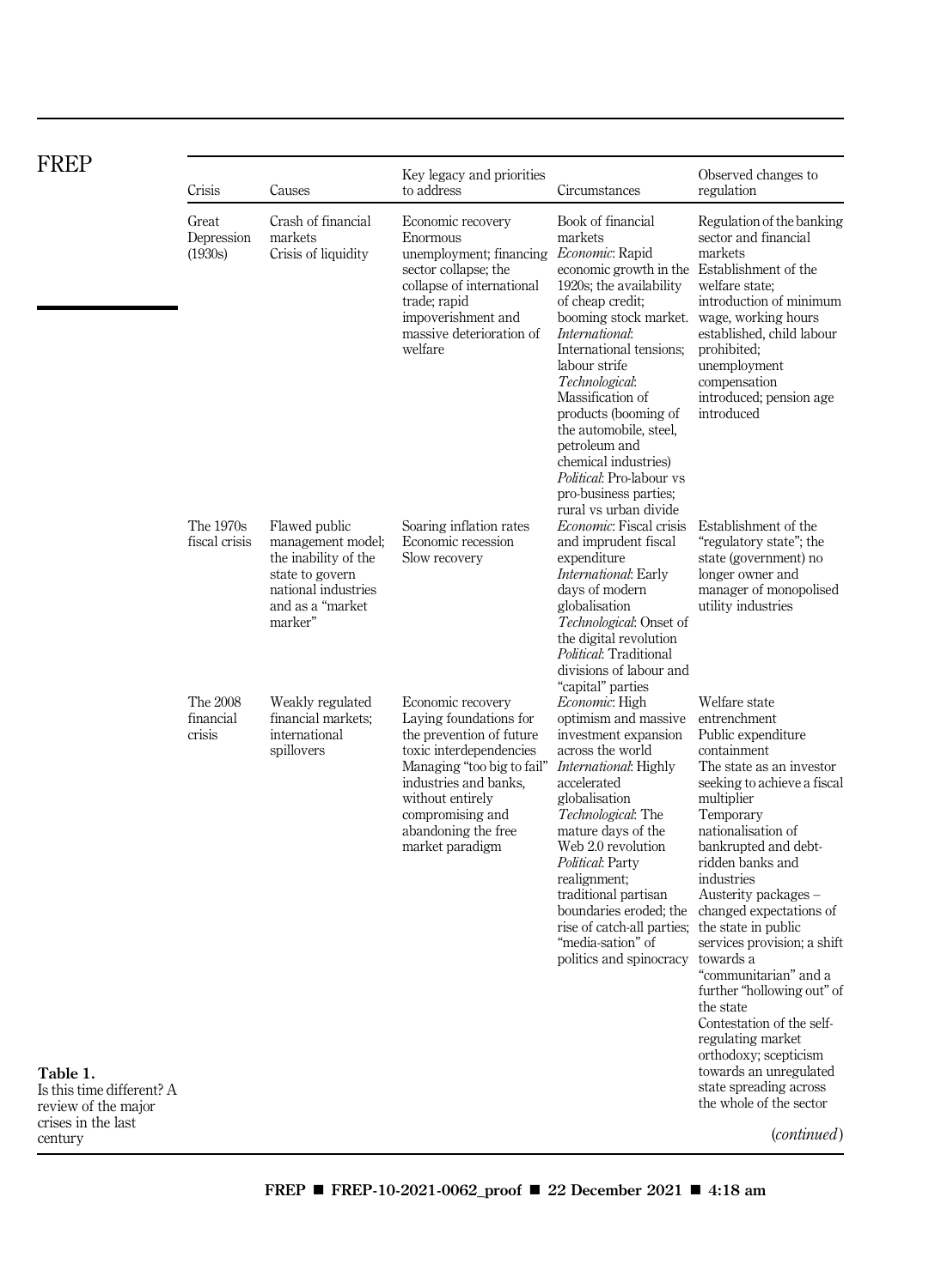**Table 1.** Is this time different? A review of the major crises in the last century

| Crisis | Causes | Key legacy and priorities to address | Circumstances | Observed changes to regulation |
|---|---|---|---|---|
| Great Depression (1930s) | Crash of financial markets<br>Crisis of liquidity | Economic recovery<br>Enormous unemployment; financing sector collapse; the collapse of international trade; rapid impoverishment and massive deterioration of welfare | Book of financial markets<br>*Economic*: Rapid economic growth in the 1920s; the availability of cheap credit; booming stock market.<br>*International*: International tensions; labour strife<br>*Technological*: Massification of products (booming of the automobile, steel, petroleum and chemical industries)<br>*Political*: Pro-labour vs pro-business parties; rural vs urban divide | Regulation of the banking sector and financial markets<br>Establishment of the welfare state; introduction of minimum wage, working hours established, child labour prohibited; unemployment compensation introduced; pension age introduced |
| The 1970s fiscal crisis | Flawed public management model; the inability of the state to govern national industries and as a "market marker" | Soaring inflation rates<br>Economic recession<br>Slow recovery | *Economic*: Fiscal crisis and imprudent fiscal expenditure<br>*International*: Early days of modern globalisation<br>*Technological*: Onset of the digital revolution<br>*Political*: Traditional divisions of labour and "capital" parties | Establishment of the "regulatory state"; the state (government) no longer owner and manager of monopolised utility industries |
| The 2008 financial crisis | Weakly regulated financial markets; international spillovers | Economic recovery<br>Laying foundations for the prevention of future toxic interdependencies<br>Managing "too big to fail" industries and banks, without entirely compromising and abandoning the free market paradigm | *Economic*: High optimism and massive investment expansion across the world<br>*International*: Highly accelerated globalisation<br>*Technological*: The mature days of the Web 2.0 revolution<br>*Political*: Party realignment; traditional partisan boundaries eroded; the rise of catch-all parties; "media-sation" of politics and spinocracy | Welfare state entrenchment<br>Public expenditure containment<br>The state as an investor seeking to achieve a fiscal multiplier<br>Temporary nationalisation of bankrupted and debt-ridden banks and industries<br>Austerity packages – changed expectations of the state in public services provision; a shift towards a "communitarian" and a further "hollowing out" of the state<br>Contestation of the self-regulating market orthodoxy; scepticism towards an unregulated state spreading across the whole of the sector |

(*continued*)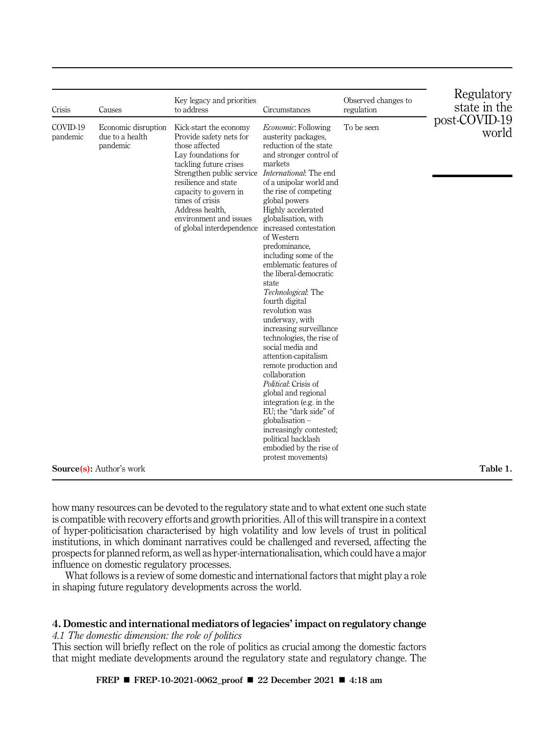| Crisis | Causes | Key legacy and priorities to address | Circumstances | Observed changes to regulation |
|---|---|---|---|---|
| COVID-19 pandemic | Economic disruption due to a health pandemic | Kick-start the economy<br>Provide safety nets for those affected<br>Lay foundations for tackling future crises<br>Strengthen public service resilience and state capacity to govern in times of crisis<br>Address health, environment and issues of global interdependence | *Economic*: Following austerity packages, reduction of the state and stronger control of markets<br>*International*: The end of a unipolar world and the rise of competing global powers<br>Highly accelerated globalisation, with increased contestation of Western predominance, including some of the emblematic features of the liberal-democratic state<br>*Technological*: The fourth digital revolution was underway, with increasing surveillance technologies, the rise of social media and attention-capitalism remote production and collaboration<br>*Political*: Crisis of global and regional integration (e.g. in the EU; the "dark side" of globalisation – increasingly contested; political backlash embodied by the rise of protest movements) | To be seen |

**Source(s):** Author's work

**Table 1.**

how many resources can be devoted to the regulatory state and to what extent one such state is compatible with recovery efforts and growth priorities. All of this will transpire in a context of hyper-politicisation characterised by high volatility and low levels of trust in political institutions, in which dominant narratives could be challenged and reversed, affecting the prospects for planned reform, as well as hyper-internationalisation, which could have a major influence on domestic regulatory processes.

What follows is a review of some domestic and international factors that might play a role in shaping future regulatory developments across the world.

## 4. Domestic and international mediators of legacies' impact on regulatory change

### *4.1 The domestic dimension: the role of politics*

This section will briefly reflect on the role of politics as crucial among the domestic factors that might mediate developments around the regulatory state and regulatory change. The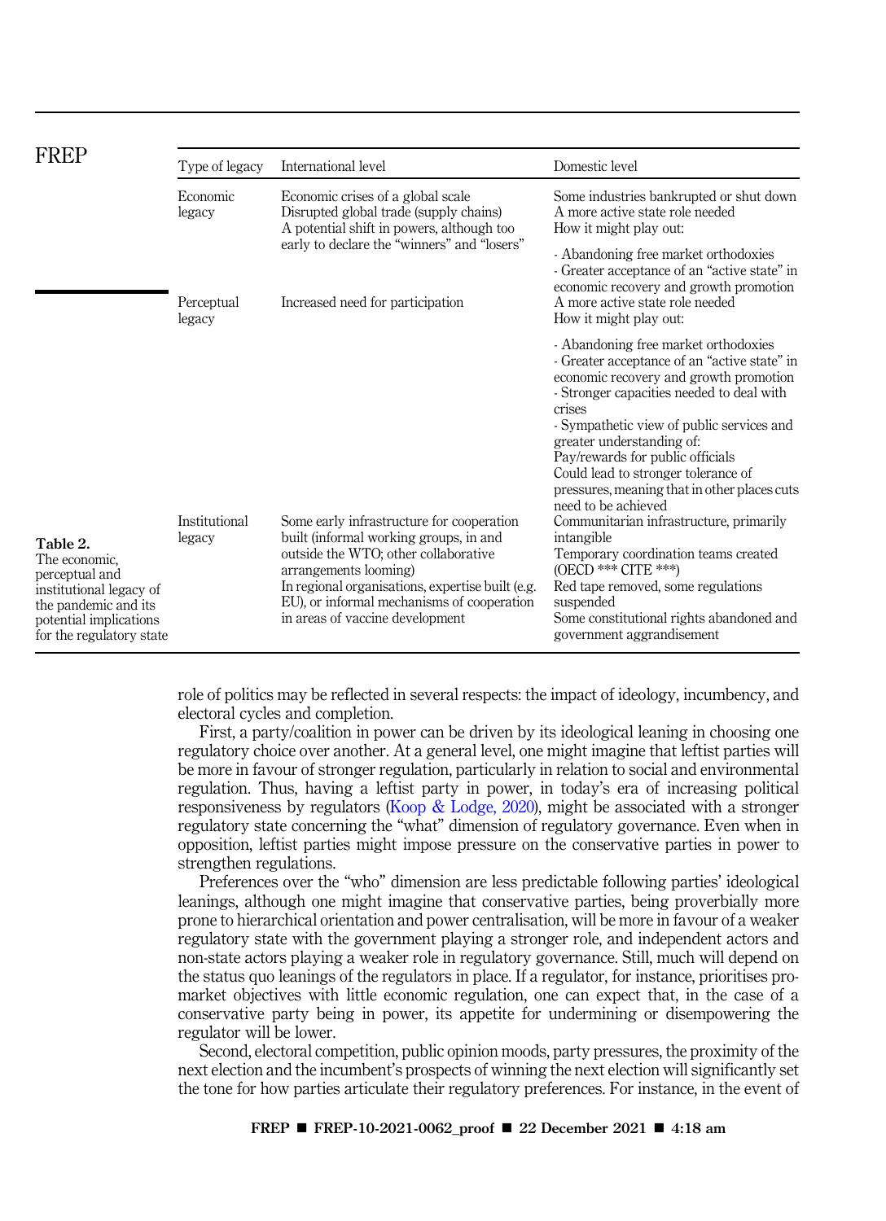| Type of legacy | International level | Domestic level |
|---|---|---|
| Economic legacy | Economic crises of a global scale<br>Disrupted global trade (supply chains)<br>A potential shift in powers, although too early to declare the "winners" and "losers" | Some industries bankrupted or shut down<br>A more active state role needed<br>How it might play out:<br>- Abandoning free market orthodoxies<br>- Greater acceptance of an "active state" in economic recovery and growth promotion |
| Perceptual legacy | Increased need for participation | A more active state role needed<br>How it might play out:<br>- Abandoning free market orthodoxies<br>- Greater acceptance of an "active state" in economic recovery and growth promotion<br>- Stronger capacities needed to deal with crises<br>- Sympathetic view of public services and greater understanding of:<br>Pay/rewards for public officials<br>Could lead to stronger tolerance of pressures, meaning that in other places cuts need to be achieved |
| Institutional legacy | Some early infrastructure for cooperation built (informal working groups, in and outside the WTO; other collaborative arrangements looming)<br>In regional organisations, expertise built (e.g. EU), or informal mechanisms of cooperation in areas of vaccine development | Communitarian infrastructure, primarily intangible<br>Temporary coordination teams created (OECD *** CITE ***)<br>Red tape removed, some regulations suspended<br>Some constitutional rights abandoned and government aggrandisement |

**Table 2.** The economic, perceptual and institutional legacy of the pandemic and its potential implications for the regulatory state

role of politics may be reflected in several respects: the impact of ideology, incumbency, and electoral cycles and completion.

First, a party/coalition in power can be driven by its ideological leaning in choosing one regulatory choice over another. At a general level, one might imagine that leftist parties will be more in favour of stronger regulation, particularly in relation to social and environmental regulation. Thus, having a leftist party in power, in today's era of increasing political responsiveness by regulators (Koop & Lodge, 2020), might be associated with a stronger regulatory state concerning the "what" dimension of regulatory governance. Even when in opposition, leftist parties might impose pressure on the conservative parties in power to strengthen regulations.

Preferences over the "who" dimension are less predictable following parties' ideological leanings, although one might imagine that conservative parties, being proverbially more prone to hierarchical orientation and power centralisation, will be more in favour of a weaker regulatory state with the government playing a stronger role, and independent actors and non-state actors playing a weaker role in regulatory governance. Still, much will depend on the status quo leanings of the regulators in place. If a regulator, for instance, prioritises pro-market objectives with little economic regulation, one can expect that, in the case of a conservative party being in power, its appetite for undermining or disempowering the regulator will be lower.

Second, electoral competition, public opinion moods, party pressures, the proximity of the next election and the incumbent's prospects of winning the next election will significantly set the tone for how parties articulate their regulatory preferences. For instance, in the event of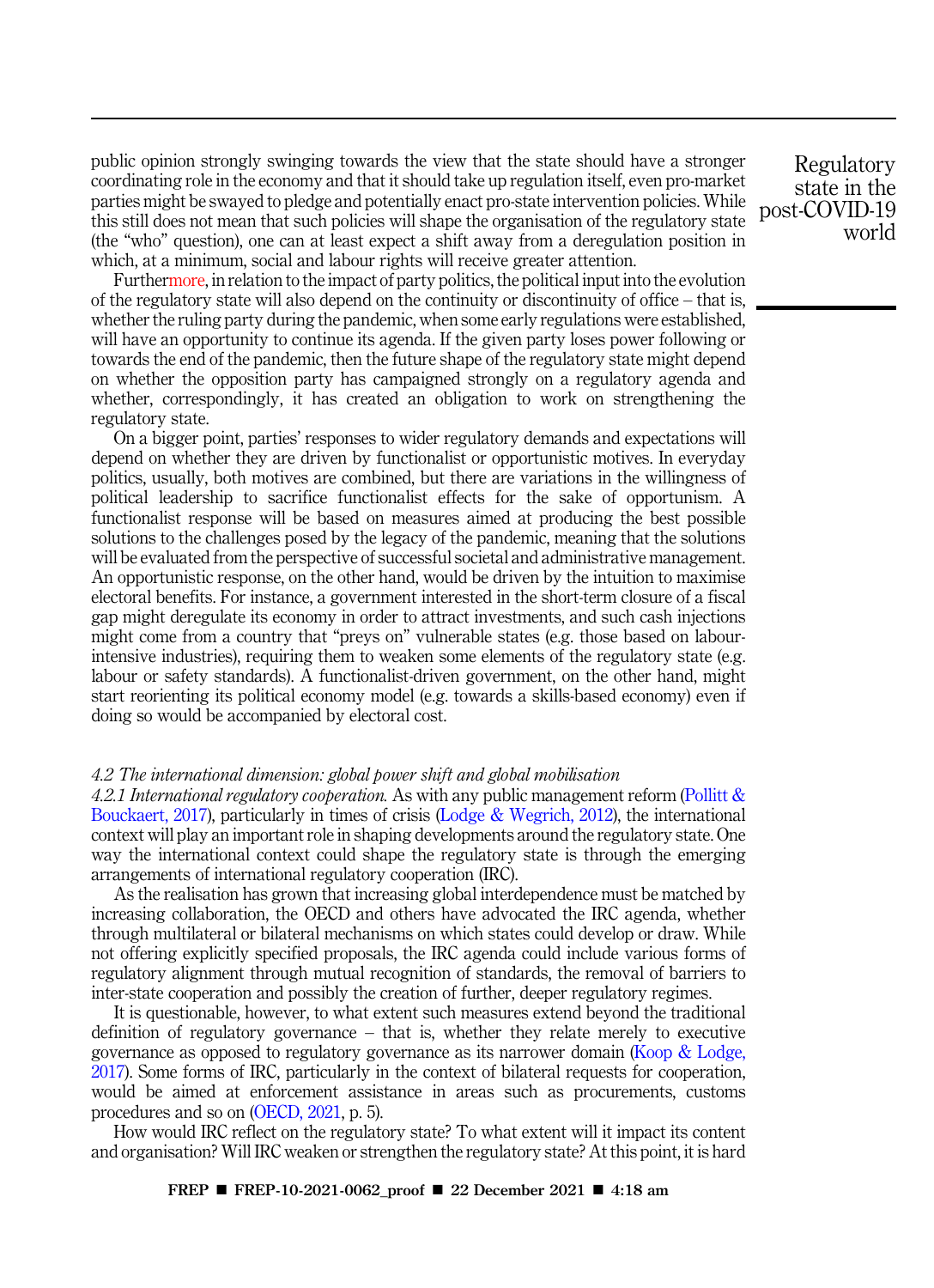public opinion strongly swinging towards the view that the state should have a stronger coordinating role in the economy and that it should take up regulation itself, even pro-market parties might be swayed to pledge and potentially enact pro-state intervention policies. While this still does not mean that such policies will shape the organisation of the regulatory state (the "who" question), one can at least expect a shift away from a deregulation position in which, at a minimum, social and labour rights will receive greater attention.

Furthermore, in relation to the impact of party politics, the political input into the evolution of the regulatory state will also depend on the continuity or discontinuity of office – that is, whether the ruling party during the pandemic, when some early regulations were established, will have an opportunity to continue its agenda. If the given party loses power following or towards the end of the pandemic, then the future shape of the regulatory state might depend on whether the opposition party has campaigned strongly on a regulatory agenda and whether, correspondingly, it has created an obligation to work on strengthening the regulatory state.

On a bigger point, parties' responses to wider regulatory demands and expectations will depend on whether they are driven by functionalist or opportunistic motives. In everyday politics, usually, both motives are combined, but there are variations in the willingness of political leadership to sacrifice functionalist effects for the sake of opportunism. A functionalist response will be based on measures aimed at producing the best possible solutions to the challenges posed by the legacy of the pandemic, meaning that the solutions will be evaluated from the perspective of successful societal and administrative management. An opportunistic response, on the other hand, would be driven by the intuition to maximise electoral benefits. For instance, a government interested in the short-term closure of a fiscal gap might deregulate its economy in order to attract investments, and such cash injections might come from a country that "preys on" vulnerable states (e.g. those based on labour-intensive industries), requiring them to weaken some elements of the regulatory state (e.g. labour or safety standards). A functionalist-driven government, on the other hand, might start reorienting its political economy model (e.g. towards a skills-based economy) even if doing so would be accompanied by electoral cost.

### *4.2 The international dimension: global power shift and global mobilisation*

*4.2.1 International regulatory cooperation.* As with any public management reform (Pollitt & Bouckaert, 2017), particularly in times of crisis (Lodge & Wegrich, 2012), the international context will play an important role in shaping developments around the regulatory state. One way the international context could shape the regulatory state is through the emerging arrangements of international regulatory cooperation (IRC).

As the realisation has grown that increasing global interdependence must be matched by increasing collaboration, the OECD and others have advocated the IRC agenda, whether through multilateral or bilateral mechanisms on which states could develop or draw. While not offering explicitly specified proposals, the IRC agenda could include various forms of regulatory alignment through mutual recognition of standards, the removal of barriers to inter-state cooperation and possibly the creation of further, deeper regulatory regimes.

It is questionable, however, to what extent such measures extend beyond the traditional definition of regulatory governance – that is, whether they relate merely to executive governance as opposed to regulatory governance as its narrower domain (Koop & Lodge, 2017). Some forms of IRC, particularly in the context of bilateral requests for cooperation, would be aimed at enforcement assistance in areas such as procurements, customs procedures and so on (OECD, 2021, p. 5).

How would IRC reflect on the regulatory state? To what extent will it impact its content and organisation? Will IRC weaken or strengthen the regulatory state? At this point, it is hard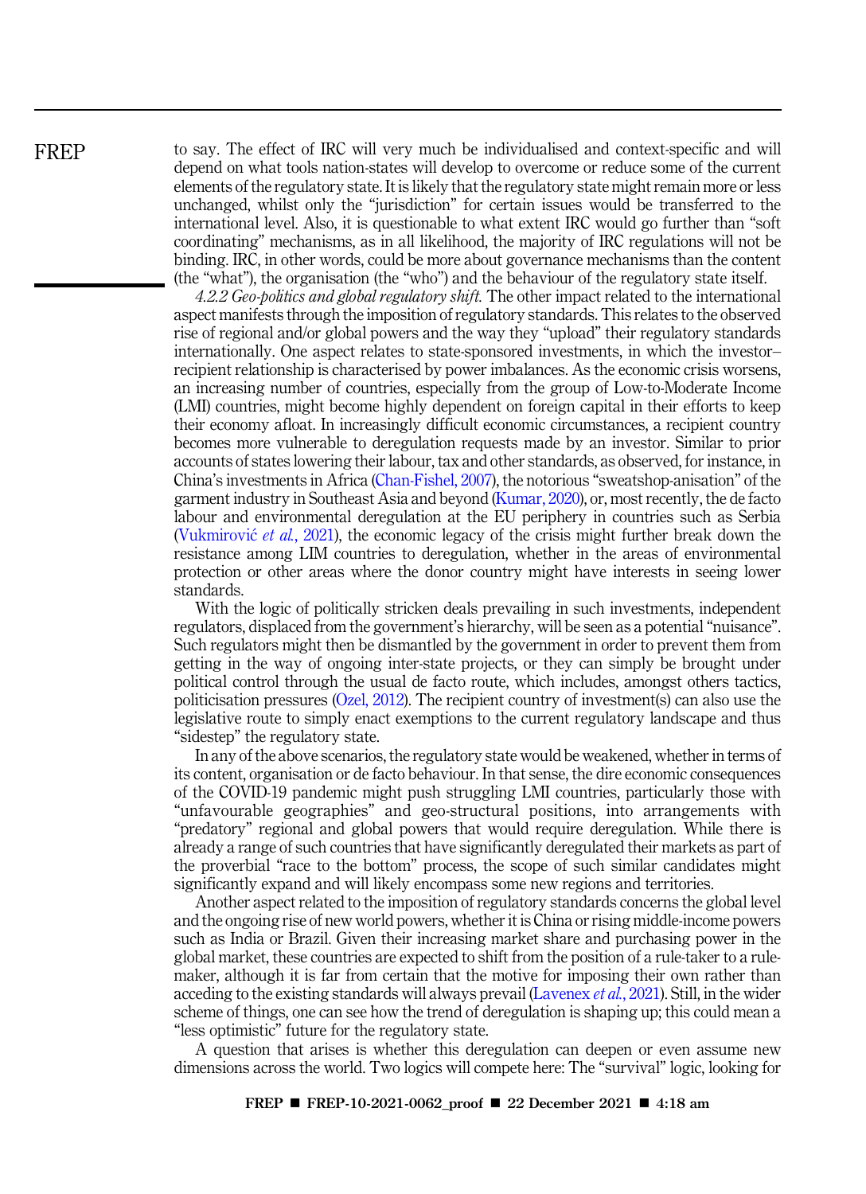to say. The effect of IRC will very much be individualised and context-specific and will depend on what tools nation-states will develop to overcome or reduce some of the current elements of the regulatory state. It is likely that the regulatory state might remain more or less unchanged, whilst only the "jurisdiction" for certain issues would be transferred to the international level. Also, it is questionable to what extent IRC would go further than "soft coordinating" mechanisms, as in all likelihood, the majority of IRC regulations will not be binding. IRC, in other words, could be more about governance mechanisms than the content (the "what"), the organisation (the "who") and the behaviour of the regulatory state itself.

*4.2.2 Geo-politics and global regulatory shift.* The other impact related to the international aspect manifests through the imposition of regulatory standards. This relates to the observed rise of regional and/or global powers and the way they "upload" their regulatory standards internationally. One aspect relates to state-sponsored investments, in which the investor–recipient relationship is characterised by power imbalances. As the economic crisis worsens, an increasing number of countries, especially from the group of Low-to-Moderate Income (LMI) countries, might become highly dependent on foreign capital in their efforts to keep their economy afloat. In increasingly difficult economic circumstances, a recipient country becomes more vulnerable to deregulation requests made by an investor. Similar to prior accounts of states lowering their labour, tax and other standards, as observed, for instance, in China's investments in Africa (Chan-Fishel, 2007), the notorious "sweatshop-anisation" of the garment industry in Southeast Asia and beyond (Kumar, 2020), or, most recently, the de facto labour and environmental deregulation at the EU periphery in countries such as Serbia (Vukmirović *et al.*, 2021), the economic legacy of the crisis might further break down the resistance among LIM countries to deregulation, whether in the areas of environmental protection or other areas where the donor country might have interests in seeing lower standards.

With the logic of politically stricken deals prevailing in such investments, independent regulators, displaced from the government's hierarchy, will be seen as a potential "nuisance". Such regulators might then be dismantled by the government in order to prevent them from getting in the way of ongoing inter-state projects, or they can simply be brought under political control through the usual de facto route, which includes, amongst others tactics, politicisation pressures (Ozel, 2012). The recipient country of investment(s) can also use the legislative route to simply enact exemptions to the current regulatory landscape and thus "sidestep" the regulatory state.

In any of the above scenarios, the regulatory state would be weakened, whether in terms of its content, organisation or de facto behaviour. In that sense, the dire economic consequences of the COVID-19 pandemic might push struggling LMI countries, particularly those with "unfavourable geographies" and geo-structural positions, into arrangements with "predatory" regional and global powers that would require deregulation. While there is already a range of such countries that have significantly deregulated their markets as part of the proverbial "race to the bottom" process, the scope of such similar candidates might significantly expand and will likely encompass some new regions and territories.

Another aspect related to the imposition of regulatory standards concerns the global level and the ongoing rise of new world powers, whether it is China or rising middle-income powers such as India or Brazil. Given their increasing market share and purchasing power in the global market, these countries are expected to shift from the position of a rule-taker to a rule-maker, although it is far from certain that the motive for imposing their own rather than acceding to the existing standards will always prevail (Lavenex *et al.*, 2021). Still, in the wider scheme of things, one can see how the trend of deregulation is shaping up; this could mean a "less optimistic" future for the regulatory state.

A question that arises is whether this deregulation can deepen or even assume new dimensions across the world. Two logics will compete here: The "survival" logic, looking for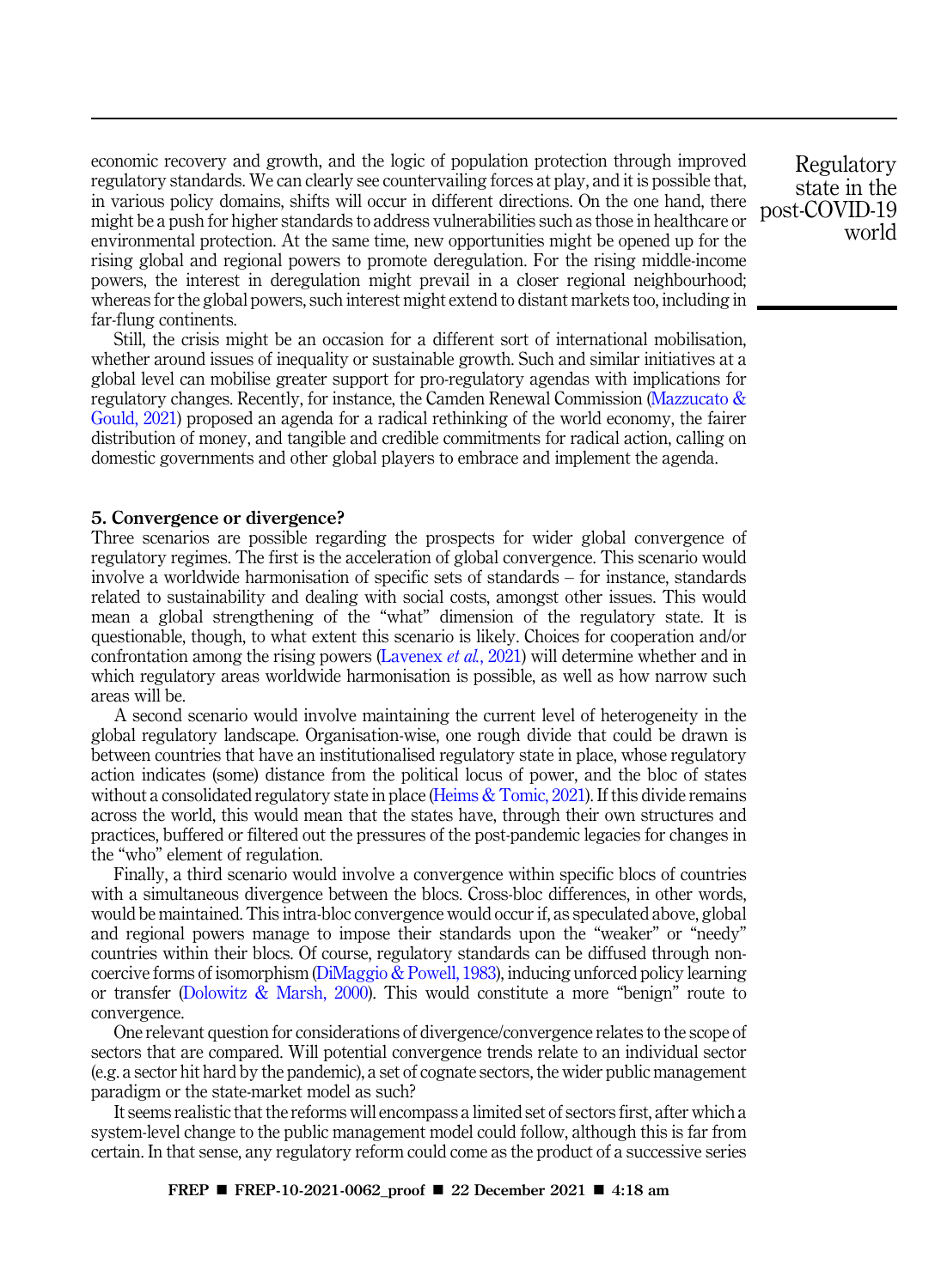economic recovery and growth, and the logic of population protection through improved regulatory standards. We can clearly see countervailing forces at play, and it is possible that, in various policy domains, shifts will occur in different directions. On the one hand, there might be a push for higher standards to address vulnerabilities such as those in healthcare or environmental protection. At the same time, new opportunities might be opened up for the rising global and regional powers to promote deregulation. For the rising middle-income powers, the interest in deregulation might prevail in a closer regional neighbourhood; whereas for the global powers, such interest might extend to distant markets too, including in far-flung continents.

Still, the crisis might be an occasion for a different sort of international mobilisation, whether around issues of inequality or sustainable growth. Such and similar initiatives at a global level can mobilise greater support for pro-regulatory agendas with implications for regulatory changes. Recently, for instance, the Camden Renewal Commission (Mazzucato & Gould, 2021) proposed an agenda for a radical rethinking of the world economy, the fairer distribution of money, and tangible and credible commitments for radical action, calling on domestic governments and other global players to embrace and implement the agenda.

## 5. Convergence or divergence?

Three scenarios are possible regarding the prospects for wider global convergence of regulatory regimes. The first is the acceleration of global convergence. This scenario would involve a worldwide harmonisation of specific sets of standards – for instance, standards related to sustainability and dealing with social costs, amongst other issues. This would mean a global strengthening of the "what" dimension of the regulatory state. It is questionable, though, to what extent this scenario is likely. Choices for cooperation and/or confrontation among the rising powers (Lavenex *et al.*, 2021) will determine whether and in which regulatory areas worldwide harmonisation is possible, as well as how narrow such areas will be.

A second scenario would involve maintaining the current level of heterogeneity in the global regulatory landscape. Organisation-wise, one rough divide that could be drawn is between countries that have an institutionalised regulatory state in place, whose regulatory action indicates (some) distance from the political locus of power, and the bloc of states without a consolidated regulatory state in place (Heims & Tomic, 2021). If this divide remains across the world, this would mean that the states have, through their own structures and practices, buffered or filtered out the pressures of the post-pandemic legacies for changes in the "who" element of regulation.

Finally, a third scenario would involve a convergence within specific blocs of countries with a simultaneous divergence between the blocs. Cross-bloc differences, in other words, would be maintained. This intra-bloc convergence would occur if, as speculated above, global and regional powers manage to impose their standards upon the "weaker" or "needy" countries within their blocs. Of course, regulatory standards can be diffused through non-coercive forms of isomorphism (DiMaggio & Powell, 1983), inducing unforced policy learning or transfer (Dolowitz & Marsh, 2000). This would constitute a more "benign" route to convergence.

One relevant question for considerations of divergence/convergence relates to the scope of sectors that are compared. Will potential convergence trends relate to an individual sector (e.g. a sector hit hard by the pandemic), a set of cognate sectors, the wider public management paradigm or the state-market model as such?

It seems realistic that the reforms will encompass a limited set of sectors first, after which a system-level change to the public management model could follow, although this is far from certain. In that sense, any regulatory reform could come as the product of a successive series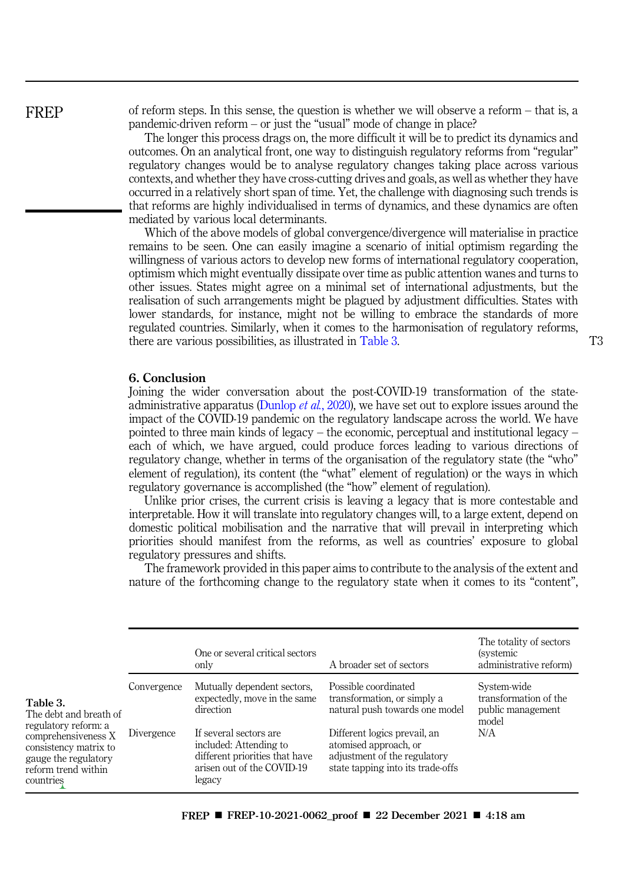of reform steps. In this sense, the question is whether we will observe a reform – that is, a pandemic-driven reform – or just the "usual" mode of change in place?

The longer this process drags on, the more difficult it will be to predict its dynamics and outcomes. On an analytical front, one way to distinguish regulatory reforms from "regular" regulatory changes would be to analyse regulatory changes taking place across various contexts, and whether they have cross-cutting drives and goals, as well as whether they have occurred in a relatively short span of time. Yet, the challenge with diagnosing such trends is that reforms are highly individualised in terms of dynamics, and these dynamics are often mediated by various local determinants.

Which of the above models of global convergence/divergence will materialise in practice remains to be seen. One can easily imagine a scenario of initial optimism regarding the willingness of various actors to develop new forms of international regulatory cooperation, optimism which might eventually dissipate over time as public attention wanes and turns to other issues. States might agree on a minimal set of international adjustments, but the realisation of such arrangements might be plagued by adjustment difficulties. States with lower standards, for instance, might not be willing to embrace the standards of more regulated countries. Similarly, when it comes to the harmonisation of regulatory reforms, there are various possibilities, as illustrated in Table 3.

## 6. Conclusion

Joining the wider conversation about the post-COVID-19 transformation of the state-administrative apparatus (Dunlop *et al.*, 2020), we have set out to explore issues around the impact of the COVID-19 pandemic on the regulatory landscape across the world. We have pointed to three main kinds of legacy – the economic, perceptual and institutional legacy – each of which, we have argued, could produce forces leading to various directions of regulatory change, whether in terms of the organisation of the regulatory state (the "who" element of regulation), its content (the "what" element of regulation) or the ways in which regulatory governance is accomplished (the "how" element of regulation).

Unlike prior crises, the current crisis is leaving a legacy that is more contestable and interpretable. How it will translate into regulatory changes will, to a large extent, depend on domestic political mobilisation and the narrative that will prevail in interpreting which priorities should manifest from the reforms, as well as countries' exposure to global regulatory pressures and shifts.

The framework provided in this paper aims to contribute to the analysis of the extent and nature of the forthcoming change to the regulatory state when it comes to its "content",

**Table 3.** The debt and breath of regulatory reform: a comprehensiveness X consistency matrix to gauge the regulatory reform trend within countries

| | One or several critical sectors only | A broader set of sectors | The totality of sectors (systemic administrative reform) |
|---|---|---|---|
| Convergence | Mutually dependent sectors, expectedly, move in the same direction | Possible coordinated transformation, or simply a natural push towards one model | System-wide transformation of the public management model |
| Divergence | If several sectors are included: Attending to different priorities that have arisen out of the COVID-19 legacy | Different logics prevail, an atomised approach, or adjustment of the regulatory state tapping into its trade-offs | N/A |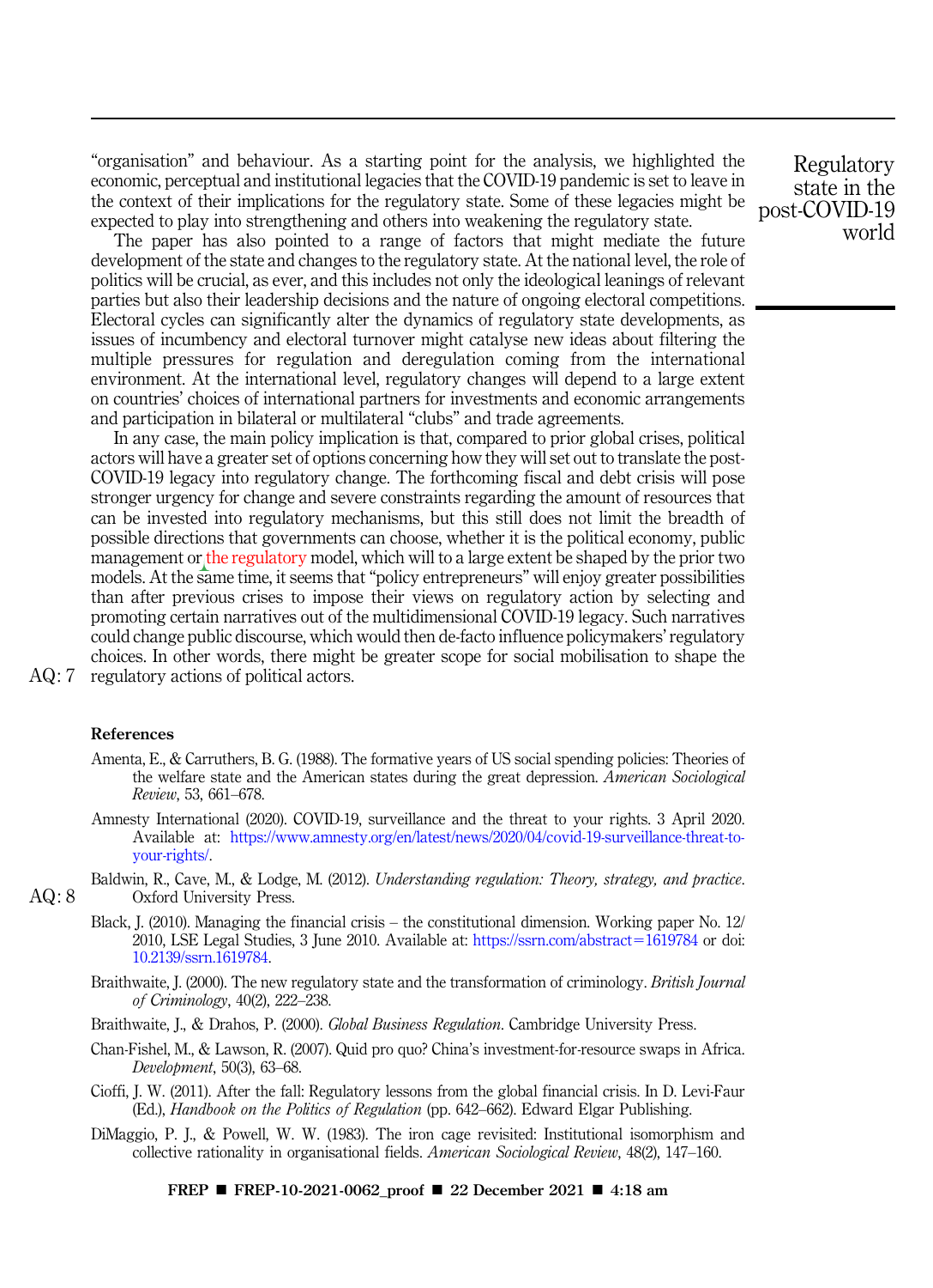"organisation" and behaviour. As a starting point for the analysis, we highlighted the economic, perceptual and institutional legacies that the COVID-19 pandemic is set to leave in the context of their implications for the regulatory state. Some of these legacies might be expected to play into strengthening and others into weakening the regulatory state.

The paper has also pointed to a range of factors that might mediate the future development of the state and changes to the regulatory state. At the national level, the role of politics will be crucial, as ever, and this includes not only the ideological leanings of relevant parties but also their leadership decisions and the nature of ongoing electoral competitions. Electoral cycles can significantly alter the dynamics of regulatory state developments, as issues of incumbency and electoral turnover might catalyse new ideas about filtering the multiple pressures for regulation and deregulation coming from the international environment. At the international level, regulatory changes will depend to a large extent on countries' choices of international partners for investments and economic arrangements and participation in bilateral or multilateral "clubs" and trade agreements.

In any case, the main policy implication is that, compared to prior global crises, political actors will have a greater set of options concerning how they will set out to translate the post-COVID-19 legacy into regulatory change. The forthcoming fiscal and debt crisis will pose stronger urgency for change and severe constraints regarding the amount of resources that can be invested into regulatory mechanisms, but this still does not limit the breadth of possible directions that governments can choose, whether it is the political economy, public management or the regulatory model, which will to a large extent be shaped by the prior two models. At the same time, it seems that "policy entrepreneurs" will enjoy greater possibilities than after previous crises to impose their views on regulatory action by selecting and promoting certain narratives out of the multidimensional COVID-19 legacy. Such narratives could change public discourse, which would then de-facto influence policymakers' regulatory choices. In other words, there might be greater scope for social mobilisation to shape the regulatory actions of political actors.

AQ: 7

## References

Amenta, E., & Carruthers, B. G. (1988). The formative years of US social spending policies: Theories of the welfare state and the American states during the great depression. *American Sociological Review*, 53, 661–678.

Amnesty International (2020). COVID-19, surveillance and the threat to your rights. 3 April 2020. Available at: https://www.amnesty.org/en/latest/news/2020/04/covid-19-surveillance-threat-to-your-rights/.

Baldwin, R., Cave, M., & Lodge, M. (2012). *Understanding regulation: Theory, strategy, and practice*. Oxford University Press.

AQ: 8

Black, J. (2010). Managing the financial crisis – the constitutional dimension. Working paper No. 12/2010, LSE Legal Studies, 3 June 2010. Available at: https://ssrn.com/abstract=1619784 or doi: 10.2139/ssrn.1619784.

Braithwaite, J. (2000). The new regulatory state and the transformation of criminology. *British Journal of Criminology*, 40(2), 222–238.

Braithwaite, J., & Drahos, P. (2000). *Global Business Regulation*. Cambridge University Press.

Chan-Fishel, M., & Lawson, R. (2007). Quid pro quo? China's investment-for-resource swaps in Africa. *Development*, 50(3), 63–68.

Cioffi, J. W. (2011). After the fall: Regulatory lessons from the global financial crisis. In D. Levi-Faur (Ed.), *Handbook on the Politics of Regulation* (pp. 642–662). Edward Elgar Publishing.

DiMaggio, P. J., & Powell, W. W. (1983). The iron cage revisited: Institutional isomorphism and collective rationality in organisational fields. *American Sociological Review*, 48(2), 147–160.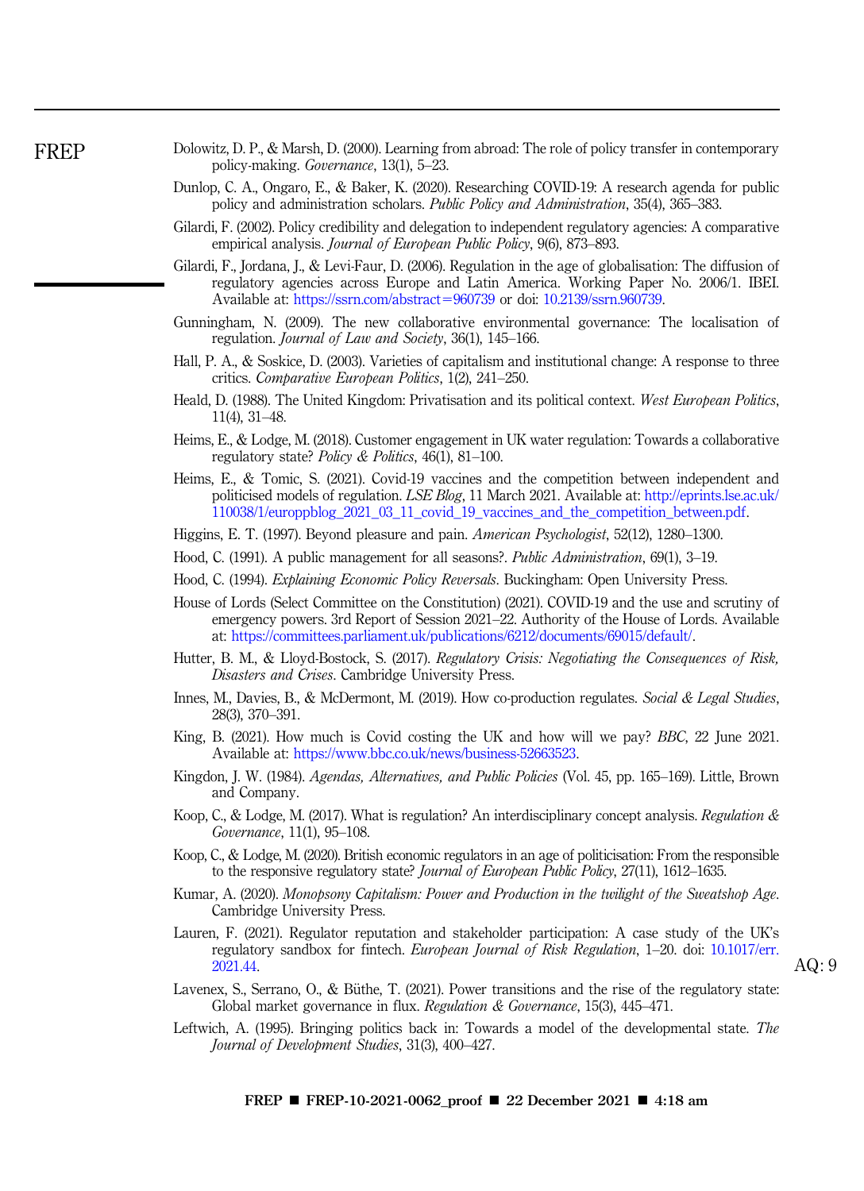Dolowitz, D. P., & Marsh, D. (2000). Learning from abroad: The role of policy transfer in contemporary policy-making. *Governance*, 13(1), 5–23.

Dunlop, C. A., Ongaro, E., & Baker, K. (2020). Researching COVID-19: A research agenda for public policy and administration scholars. *Public Policy and Administration*, 35(4), 365–383.

Gilardi, F. (2002). Policy credibility and delegation to independent regulatory agencies: A comparative empirical analysis. *Journal of European Public Policy*, 9(6), 873–893.

Gilardi, F., Jordana, J., & Levi-Faur, D. (2006). Regulation in the age of globalisation: The diffusion of regulatory agencies across Europe and Latin America. Working Paper No. 2006/1. IBEI. Available at: https://ssrn.com/abstract=960739 or doi: 10.2139/ssrn.960739.

Gunningham, N. (2009). The new collaborative environmental governance: The localisation of regulation. *Journal of Law and Society*, 36(1), 145–166.

Hall, P. A., & Soskice, D. (2003). Varieties of capitalism and institutional change: A response to three critics. *Comparative European Politics*, 1(2), 241–250.

Heald, D. (1988). The United Kingdom: Privatisation and its political context. *West European Politics*, 11(4), 31–48.

Heims, E., & Lodge, M. (2018). Customer engagement in UK water regulation: Towards a collaborative regulatory state? *Policy & Politics*, 46(1), 81–100.

Heims, E., & Tomic, S. (2021). Covid-19 vaccines and the competition between independent and politicised models of regulation. *LSE Blog*, 11 March 2021. Available at: http://eprints.lse.ac.uk/110038/1/europpblog_2021_03_11_covid_19_vaccines_and_the_competition_between.pdf.

Higgins, E. T. (1997). Beyond pleasure and pain. *American Psychologist*, 52(12), 1280–1300.

Hood, C. (1991). A public management for all seasons?. *Public Administration*, 69(1), 3–19.

Hood, C. (1994). *Explaining Economic Policy Reversals*. Buckingham: Open University Press.

House of Lords (Select Committee on the Constitution) (2021). COVID-19 and the use and scrutiny of emergency powers. 3rd Report of Session 2021–22. Authority of the House of Lords. Available at: https://committees.parliament.uk/publications/6212/documents/69015/default/.

Hutter, B. M., & Lloyd-Bostock, S. (2017). *Regulatory Crisis: Negotiating the Consequences of Risk, Disasters and Crises*. Cambridge University Press.

Innes, M., Davies, B., & McDermont, M. (2019). How co-production regulates. *Social & Legal Studies*, 28(3), 370–391.

King, B. (2021). How much is Covid costing the UK and how will we pay? *BBC*, 22 June 2021. Available at: https://www.bbc.co.uk/news/business-52663523.

Kingdon, J. W. (1984). *Agendas, Alternatives, and Public Policies* (Vol. 45, pp. 165–169). Little, Brown and Company.

Koop, C., & Lodge, M. (2017). What is regulation? An interdisciplinary concept analysis. *Regulation & Governance*, 11(1), 95–108.

Koop, C., & Lodge, M. (2020). British economic regulators in an age of politicisation: From the responsible to the responsive regulatory state? *Journal of European Public Policy*, 27(11), 1612–1635.

Kumar, A. (2020). *Monopsony Capitalism: Power and Production in the twilight of the Sweatshop Age*. Cambridge University Press.

Lauren, F. (2021). Regulator reputation and stakeholder participation: A case study of the UK's regulatory sandbox for fintech. *European Journal of Risk Regulation*, 1–20. doi: 10.1017/err.2021.44.

Lavenex, S., Serrano, O., & Büthe, T. (2021). Power transitions and the rise of the regulatory state: Global market governance in flux. *Regulation & Governance*, 15(3), 445–471.

Leftwich, A. (1995). Bringing politics back in: Towards a model of the developmental state. *The Journal of Development Studies*, 31(3), 400–427.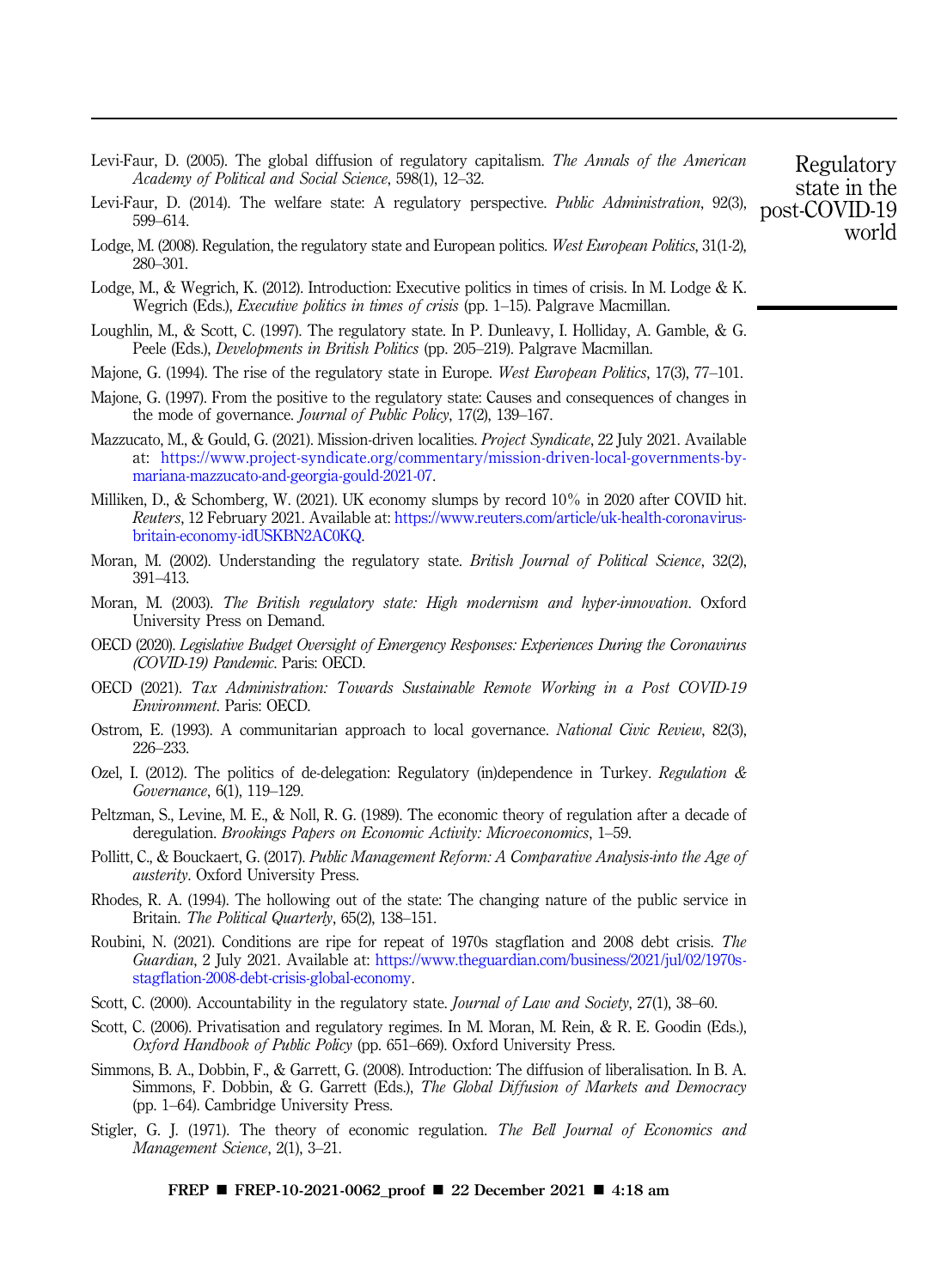Levi-Faur, D. (2005). The global diffusion of regulatory capitalism. *The Annals of the American Academy of Political and Social Science*, 598(1), 12–32.

Levi-Faur, D. (2014). The welfare state: A regulatory perspective. *Public Administration*, 92(3), 599–614.

Lodge, M. (2008). Regulation, the regulatory state and European politics. *West European Politics*, 31(1-2), 280–301.

Lodge, M., & Wegrich, K. (2012). Introduction: Executive politics in times of crisis. In M. Lodge & K. Wegrich (Eds.), *Executive politics in times of crisis* (pp. 1–15). Palgrave Macmillan.

Loughlin, M., & Scott, C. (1997). The regulatory state. In P. Dunleavy, I. Holliday, A. Gamble, & G. Peele (Eds.), *Developments in British Politics* (pp. 205–219). Palgrave Macmillan.

Majone, G. (1994). The rise of the regulatory state in Europe. *West European Politics*, 17(3), 77–101.

Majone, G. (1997). From the positive to the regulatory state: Causes and consequences of changes in the mode of governance. *Journal of Public Policy*, 17(2), 139–167.

Mazzucato, M., & Gould, G. (2021). Mission-driven localities. *Project Syndicate*, 22 July 2021. Available at: https://www.project-syndicate.org/commentary/mission-driven-local-governments-by-mariana-mazzucato-and-georgia-gould-2021-07.

Milliken, D., & Schomberg, W. (2021). UK economy slumps by record 10% in 2020 after COVID hit. *Reuters*, 12 February 2021. Available at: https://www.reuters.com/article/uk-health-coronavirus-britain-economy-idUSKBN2AC0KQ.

Moran, M. (2002). Understanding the regulatory state. *British Journal of Political Science*, 32(2), 391–413.

Moran, M. (2003). *The British regulatory state: High modernism and hyper-innovation*. Oxford University Press on Demand.

OECD (2020). *Legislative Budget Oversight of Emergency Responses: Experiences During the Coronavirus (COVID-19) Pandemic*. Paris: OECD.

OECD (2021). *Tax Administration: Towards Sustainable Remote Working in a Post COVID-19 Environment*. Paris: OECD.

Ostrom, E. (1993). A communitarian approach to local governance. *National Civic Review*, 82(3), 226–233.

Ozel, I. (2012). The politics of de-delegation: Regulatory (in)dependence in Turkey. *Regulation & Governance*, 6(1), 119–129.

Peltzman, S., Levine, M. E., & Noll, R. G. (1989). The economic theory of regulation after a decade of deregulation. *Brookings Papers on Economic Activity: Microeconomics*, 1–59.

Pollitt, C., & Bouckaert, G. (2017). *Public Management Reform: A Comparative Analysis-into the Age of austerity*. Oxford University Press.

Rhodes, R. A. (1994). The hollowing out of the state: The changing nature of the public service in Britain. *The Political Quarterly*, 65(2), 138–151.

Roubini, N. (2021). Conditions are ripe for repeat of 1970s stagflation and 2008 debt crisis. *The Guardian*, 2 July 2021. Available at: https://www.theguardian.com/business/2021/jul/02/1970s-stagflation-2008-debt-crisis-global-economy.

Scott, C. (2000). Accountability in the regulatory state. *Journal of Law and Society*, 27(1), 38–60.

Scott, C. (2006). Privatisation and regulatory regimes. In M. Moran, M. Rein, & R. E. Goodin (Eds.), *Oxford Handbook of Public Policy* (pp. 651–669). Oxford University Press.

Simmons, B. A., Dobbin, F., & Garrett, G. (2008). Introduction: The diffusion of liberalisation. In B. A. Simmons, F. Dobbin, & G. Garrett (Eds.), *The Global Diffusion of Markets and Democracy* (pp. 1–64). Cambridge University Press.

Stigler, G. J. (1971). The theory of economic regulation. *The Bell Journal of Economics and Management Science*, 2(1), 3–21.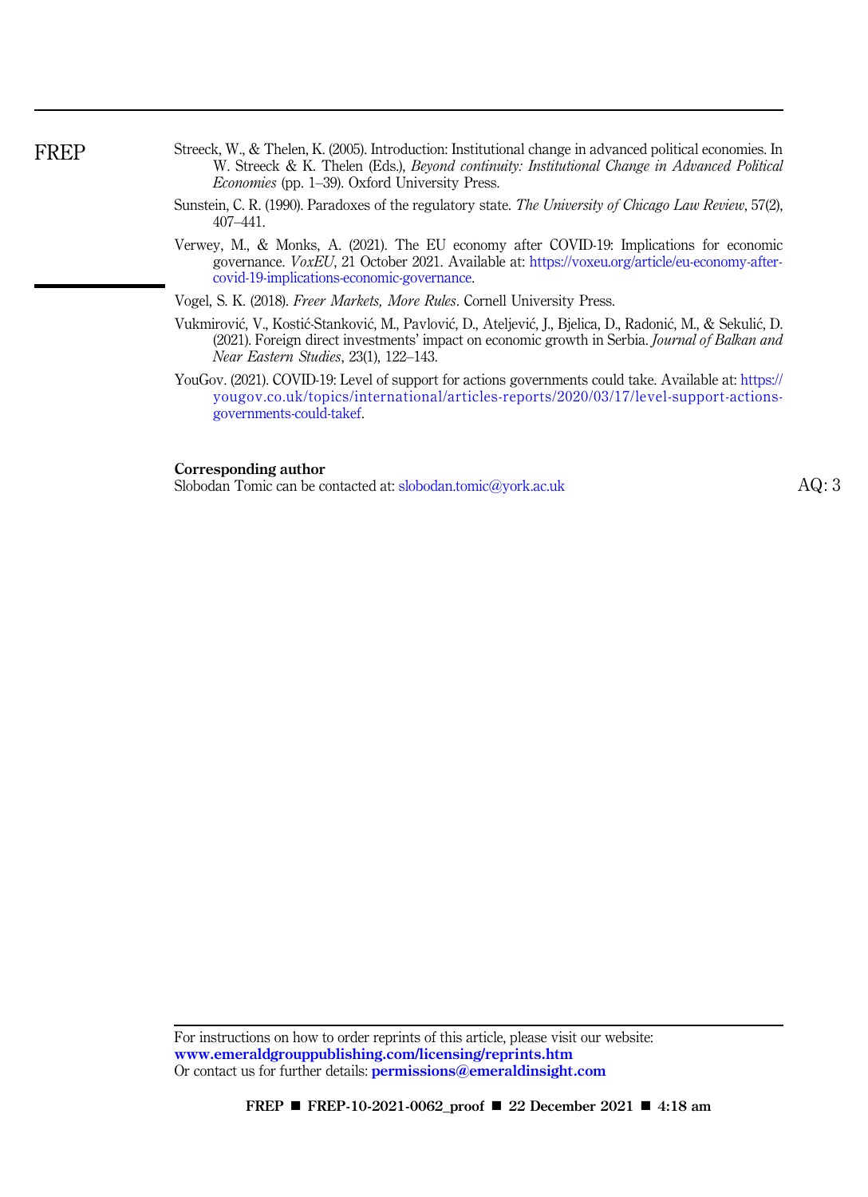Streeck, W., & Thelen, K. (2005). Introduction: Institutional change in advanced political economies. In W. Streeck & K. Thelen (Eds.), *Beyond continuity: Institutional Change in Advanced Political Economies* (pp. 1–39). Oxford University Press.

Sunstein, C. R. (1990). Paradoxes of the regulatory state. *The University of Chicago Law Review*, 57(2), 407–441.

Verwey, M., & Monks, A. (2021). The EU economy after COVID-19: Implications for economic governance. *VoxEU*, 21 October 2021. Available at: https://voxeu.org/article/eu-economy-after-covid-19-implications-economic-governance.

Vogel, S. K. (2018). *Freer Markets, More Rules*. Cornell University Press.

Vukmirović, V., Kostić-Stanković, M., Pavlović, D., Ateljević, J., Bjelica, D., Radonić, M., & Sekulić, D. (2021). Foreign direct investments' impact on economic growth in Serbia. *Journal of Balkan and Near Eastern Studies*, 23(1), 122–143.

YouGov. (2021). COVID-19: Level of support for actions governments could take. Available at: https://yougov.co.uk/topics/international/articles-reports/2020/03/17/level-support-actions-governments-could-takef.

**Corresponding author**
Slobodan Tomic can be contacted at: slobodan.tomic@york.ac.uk

AQ: 3

For instructions on how to order reprints of this article, please visit our website:
**www.emeraldgrouppublishing.com/licensing/reprints.htm**
Or contact us for further details: **permissions@emeraldinsight.com**